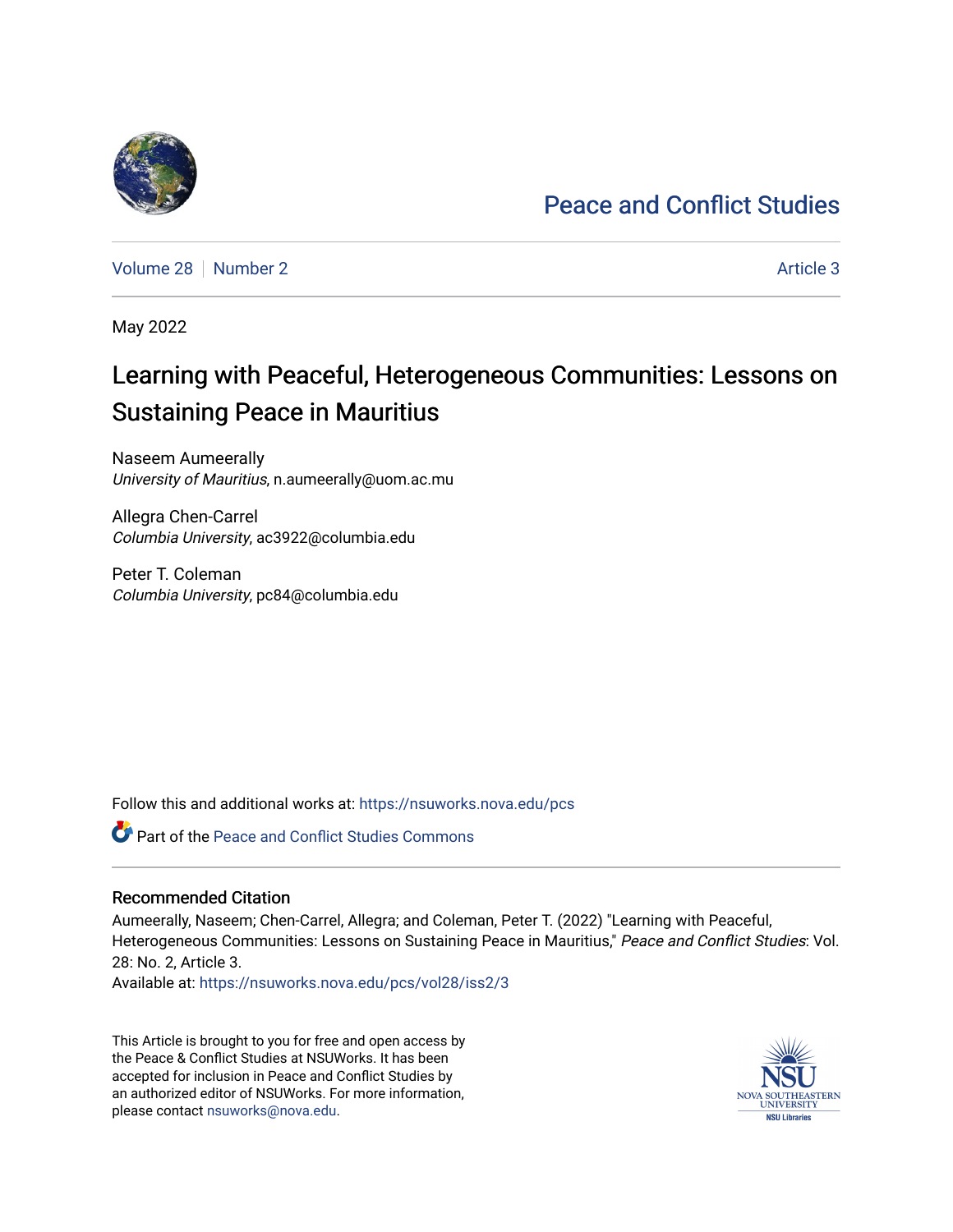# Peace and Conflict Studies

Volume 28 | Number 2 | Article 3

May 2022

## Learning with Peaceful, Heterogeneous Communities: Lessons on Sustaining Peace in Mauritius

Naseem Aumeerally
*University of Mauritius*, n.aumeerally@uom.ac.mu

Allegra Chen-Carrel
*Columbia University*, ac3922@columbia.edu

Peter T. Coleman
*Columbia University*, pc84@columbia.edu

Follow this and additional works at: https://nsuworks.nova.edu/pcs

Part of the Peace and Conflict Studies Commons

### Recommended Citation

Aumeerally, Naseem; Chen-Carrel, Allegra; and Coleman, Peter T. (2022) "Learning with Peaceful, Heterogeneous Communities: Lessons on Sustaining Peace in Mauritius," *Peace and Conflict Studies*: Vol. 28: No. 2, Article 3.
Available at: https://nsuworks.nova.edu/pcs/vol28/iss2/3

This Article is brought to you for free and open access by the Peace & Conflict Studies at NSUWorks. It has been accepted for inclusion in Peace and Conflict Studies by an authorized editor of NSUWorks. For more information, please contact nsuworks@nova.edu.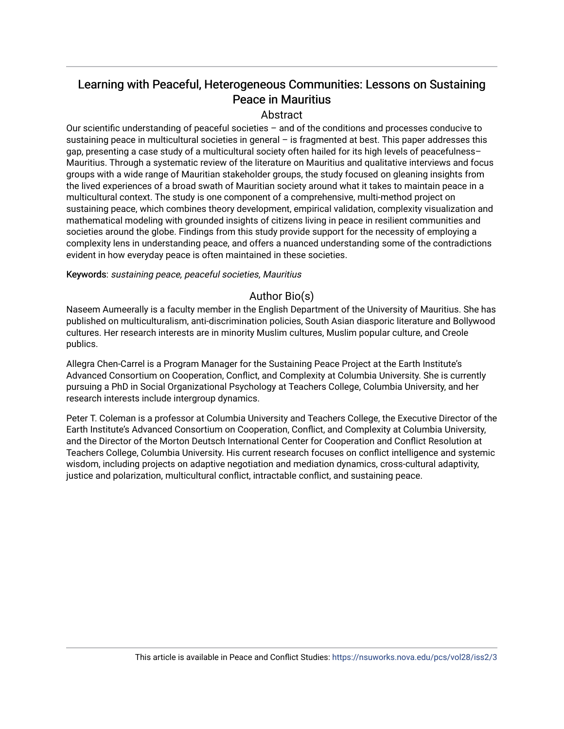# Learning with Peaceful, Heterogeneous Communities: Lessons on Sustaining Peace in Mauritius

## Abstract

Our scientific understanding of peaceful societies – and of the conditions and processes conducive to sustaining peace in multicultural societies in general – is fragmented at best. This paper addresses this gap, presenting a case study of a multicultural society often hailed for its high levels of peacefulness– Mauritius. Through a systematic review of the literature on Mauritius and qualitative interviews and focus groups with a wide range of Mauritian stakeholder groups, the study focused on gleaning insights from the lived experiences of a broad swath of Mauritian society around what it takes to maintain peace in a multicultural context. The study is one component of a comprehensive, multi-method project on sustaining peace, which combines theory development, empirical validation, complexity visualization and mathematical modeling with grounded insights of citizens living in peace in resilient communities and societies around the globe. Findings from this study provide support for the necessity of employing a complexity lens in understanding peace, and offers a nuanced understanding some of the contradictions evident in how everyday peace is often maintained in these societies.

**Keywords**: *sustaining peace, peaceful societies, Mauritius*

## Author Bio(s)

Naseem Aumeerally is a faculty member in the English Department of the University of Mauritius. She has published on multiculturalism, anti-discrimination policies, South Asian diasporic literature and Bollywood cultures. Her research interests are in minority Muslim cultures, Muslim popular culture, and Creole publics.

Allegra Chen-Carrel is a Program Manager for the Sustaining Peace Project at the Earth Institute's Advanced Consortium on Cooperation, Conflict, and Complexity at Columbia University. She is currently pursuing a PhD in Social Organizational Psychology at Teachers College, Columbia University, and her research interests include intergroup dynamics.

Peter T. Coleman is a professor at Columbia University and Teachers College, the Executive Director of the Earth Institute's Advanced Consortium on Cooperation, Conflict, and Complexity at Columbia University, and the Director of the Morton Deutsch International Center for Cooperation and Conflict Resolution at Teachers College, Columbia University. His current research focuses on conflict intelligence and systemic wisdom, including projects on adaptive negotiation and mediation dynamics, cross-cultural adaptivity, justice and polarization, multicultural conflict, intractable conflict, and sustaining peace.

This article is available in Peace and Conflict Studies: https://nsuworks.nova.edu/pcs/vol28/iss2/3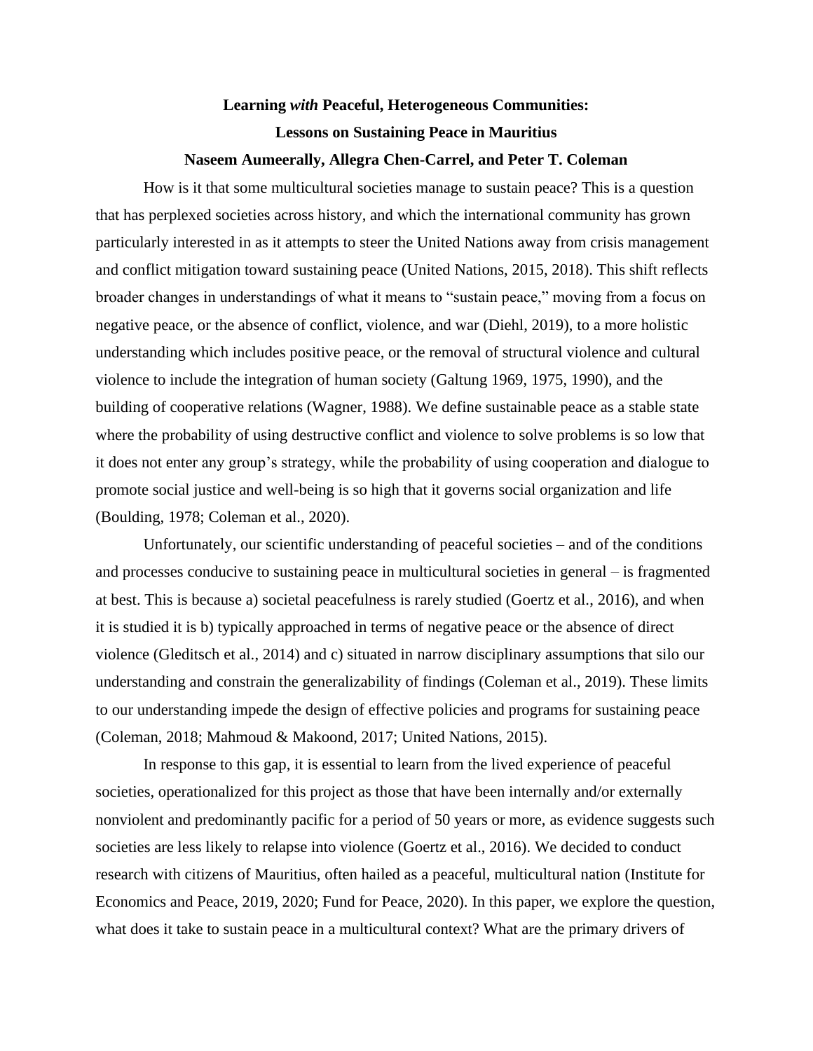**Learning *with* Peaceful, Heterogeneous Communities:**

**Lessons on Sustaining Peace in Mauritius**

**Naseem Aumeerally, Allegra Chen-Carrel, and Peter T. Coleman**

How is it that some multicultural societies manage to sustain peace? This is a question that has perplexed societies across history, and which the international community has grown particularly interested in as it attempts to steer the United Nations away from crisis management and conflict mitigation toward sustaining peace (United Nations, 2015, 2018). This shift reflects broader changes in understandings of what it means to "sustain peace," moving from a focus on negative peace, or the absence of conflict, violence, and war (Diehl, 2019), to a more holistic understanding which includes positive peace, or the removal of structural violence and cultural violence to include the integration of human society (Galtung 1969, 1975, 1990), and the building of cooperative relations (Wagner, 1988). We define sustainable peace as a stable state where the probability of using destructive conflict and violence to solve problems is so low that it does not enter any group's strategy, while the probability of using cooperation and dialogue to promote social justice and well-being is so high that it governs social organization and life (Boulding, 1978; Coleman et al., 2020).

Unfortunately, our scientific understanding of peaceful societies – and of the conditions and processes conducive to sustaining peace in multicultural societies in general – is fragmented at best. This is because a) societal peacefulness is rarely studied (Goertz et al., 2016), and when it is studied it is b) typically approached in terms of negative peace or the absence of direct violence (Gleditsch et al., 2014) and c) situated in narrow disciplinary assumptions that silo our understanding and constrain the generalizability of findings (Coleman et al., 2019). These limits to our understanding impede the design of effective policies and programs for sustaining peace (Coleman, 2018; Mahmoud & Makoond, 2017; United Nations, 2015).

In response to this gap, it is essential to learn from the lived experience of peaceful societies, operationalized for this project as those that have been internally and/or externally nonviolent and predominantly pacific for a period of 50 years or more, as evidence suggests such societies are less likely to relapse into violence (Goertz et al., 2016). We decided to conduct research with citizens of Mauritius, often hailed as a peaceful, multicultural nation (Institute for Economics and Peace, 2019, 2020; Fund for Peace, 2020). In this paper, we explore the question, what does it take to sustain peace in a multicultural context? What are the primary drivers of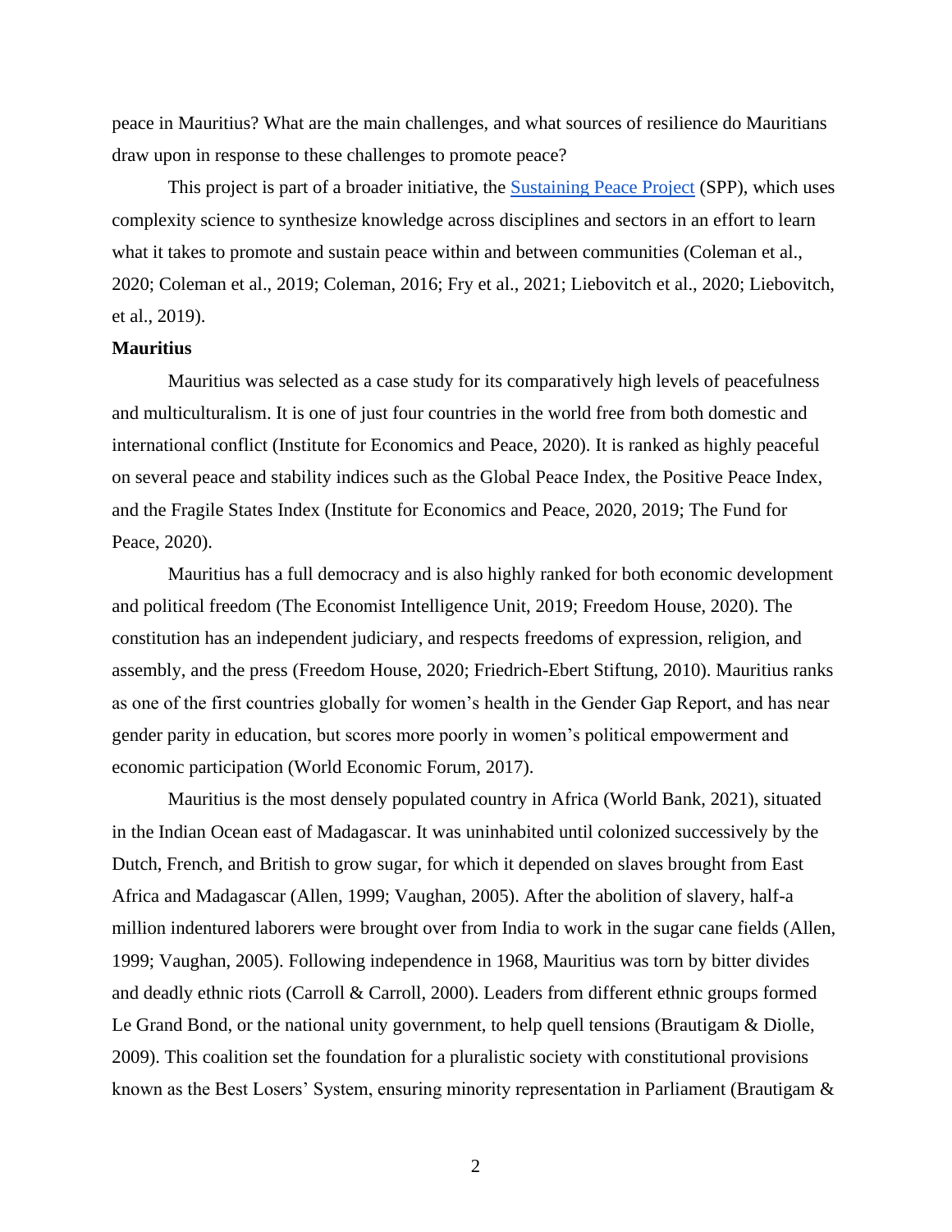peace in Mauritius? What are the main challenges, and what sources of resilience do Mauritians draw upon in response to these challenges to promote peace?

This project is part of a broader initiative, the Sustaining Peace Project (SPP), which uses complexity science to synthesize knowledge across disciplines and sectors in an effort to learn what it takes to promote and sustain peace within and between communities (Coleman et al., 2020; Coleman et al., 2019; Coleman, 2016; Fry et al., 2021; Liebovitch et al., 2020; Liebovitch, et al., 2019).

**Mauritius**

Mauritius was selected as a case study for its comparatively high levels of peacefulness and multiculturalism. It is one of just four countries in the world free from both domestic and international conflict (Institute for Economics and Peace, 2020). It is ranked as highly peaceful on several peace and stability indices such as the Global Peace Index, the Positive Peace Index, and the Fragile States Index (Institute for Economics and Peace, 2020, 2019; The Fund for Peace, 2020).

Mauritius has a full democracy and is also highly ranked for both economic development and political freedom (The Economist Intelligence Unit, 2019; Freedom House, 2020). The constitution has an independent judiciary, and respects freedoms of expression, religion, and assembly, and the press (Freedom House, 2020; Friedrich-Ebert Stiftung, 2010). Mauritius ranks as one of the first countries globally for women's health in the Gender Gap Report, and has near gender parity in education, but scores more poorly in women's political empowerment and economic participation (World Economic Forum, 2017).

Mauritius is the most densely populated country in Africa (World Bank, 2021), situated in the Indian Ocean east of Madagascar. It was uninhabited until colonized successively by the Dutch, French, and British to grow sugar, for which it depended on slaves brought from East Africa and Madagascar (Allen, 1999; Vaughan, 2005). After the abolition of slavery, half-a million indentured laborers were brought over from India to work in the sugar cane fields (Allen, 1999; Vaughan, 2005). Following independence in 1968, Mauritius was torn by bitter divides and deadly ethnic riots (Carroll & Carroll, 2000). Leaders from different ethnic groups formed Le Grand Bond, or the national unity government, to help quell tensions (Brautigam & Diolle, 2009). This coalition set the foundation for a pluralistic society with constitutional provisions known as the Best Losers' System, ensuring minority representation in Parliament (Brautigam &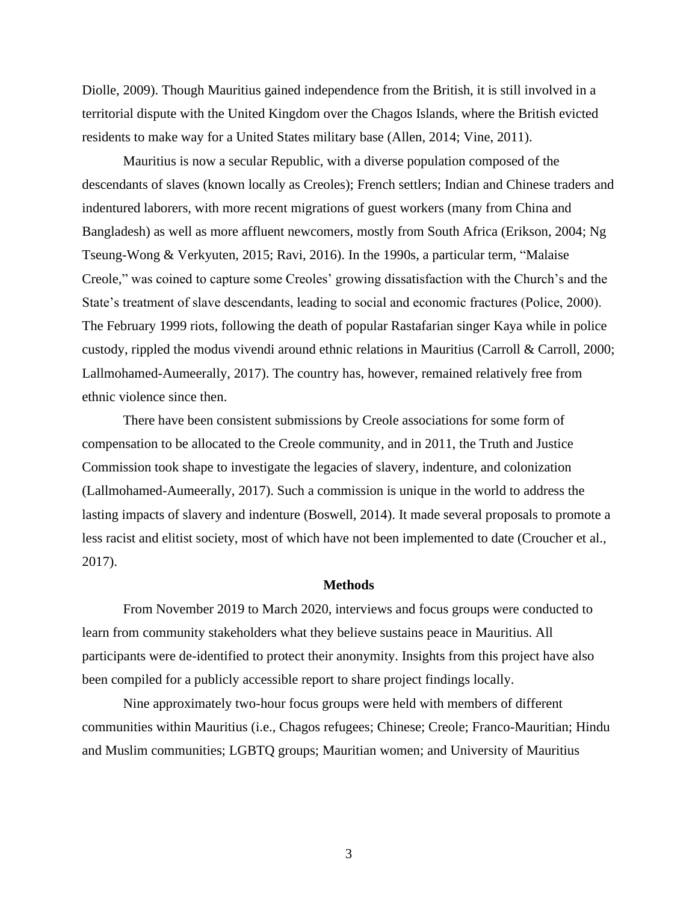Diolle, 2009). Though Mauritius gained independence from the British, it is still involved in a territorial dispute with the United Kingdom over the Chagos Islands, where the British evicted residents to make way for a United States military base (Allen, 2014; Vine, 2011).

Mauritius is now a secular Republic, with a diverse population composed of the descendants of slaves (known locally as Creoles); French settlers; Indian and Chinese traders and indentured laborers, with more recent migrations of guest workers (many from China and Bangladesh) as well as more affluent newcomers, mostly from South Africa (Erikson, 2004; Ng Tseung-Wong & Verkyuten, 2015; Ravi, 2016). In the 1990s, a particular term, "Malaise Creole," was coined to capture some Creoles' growing dissatisfaction with the Church's and the State's treatment of slave descendants, leading to social and economic fractures (Police, 2000). The February 1999 riots, following the death of popular Rastafarian singer Kaya while in police custody, rippled the modus vivendi around ethnic relations in Mauritius (Carroll & Carroll, 2000; Lallmohamed-Aumeerally, 2017). The country has, however, remained relatively free from ethnic violence since then.

There have been consistent submissions by Creole associations for some form of compensation to be allocated to the Creole community, and in 2011, the Truth and Justice Commission took shape to investigate the legacies of slavery, indenture, and colonization (Lallmohamed-Aumeerally, 2017). Such a commission is unique in the world to address the lasting impacts of slavery and indenture (Boswell, 2014). It made several proposals to promote a less racist and elitist society, most of which have not been implemented to date (Croucher et al., 2017).

## Methods

From November 2019 to March 2020, interviews and focus groups were conducted to learn from community stakeholders what they believe sustains peace in Mauritius. All participants were de-identified to protect their anonymity. Insights from this project have also been compiled for a publicly accessible report to share project findings locally.

Nine approximately two-hour focus groups were held with members of different communities within Mauritius (i.e., Chagos refugees; Chinese; Creole; Franco-Mauritian; Hindu and Muslim communities; LGBTQ groups; Mauritian women; and University of Mauritius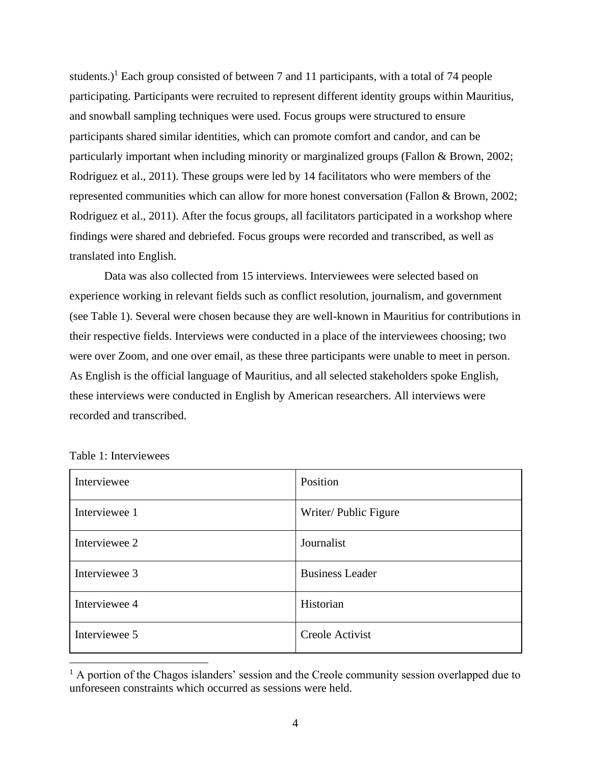students.)[1] Each group consisted of between 7 and 11 participants, with a total of 74 people participating. Participants were recruited to represent different identity groups within Mauritius, and snowball sampling techniques were used. Focus groups were structured to ensure participants shared similar identities, which can promote comfort and candor, and can be particularly important when including minority or marginalized groups (Fallon & Brown, 2002; Rodriguez et al., 2011). These groups were led by 14 facilitators who were members of the represented communities which can allow for more honest conversation (Fallon & Brown, 2002; Rodriguez et al., 2011). After the focus groups, all facilitators participated in a workshop where findings were shared and debriefed. Focus groups were recorded and transcribed, as well as translated into English.

Data was also collected from 15 interviews. Interviewees were selected based on experience working in relevant fields such as conflict resolution, journalism, and government (see Table 1). Several were chosen because they are well-known in Mauritius for contributions in their respective fields. Interviews were conducted in a place of the interviewees choosing; two were over Zoom, and one over email, as these three participants were unable to meet in person. As English is the official language of Mauritius, and all selected stakeholders spoke English, these interviews were conducted in English by American researchers. All interviews were recorded and transcribed.

Table 1: Interviewees

| Interviewee | Position |
|---|---|
| Interviewee 1 | Writer/ Public Figure |
| Interviewee 2 | Journalist |
| Interviewee 3 | Business Leader |
| Interviewee 4 | Historian |
| Interviewee 5 | Creole Activist |

[1] A portion of the Chagos islanders' session and the Creole community session overlapped due to unforeseen constraints which occurred as sessions were held.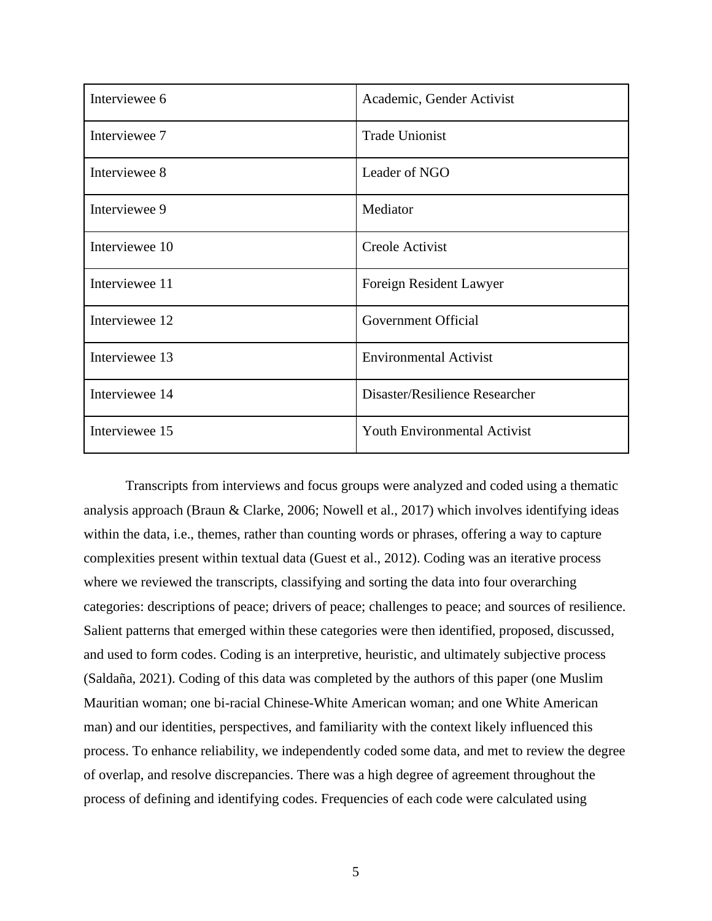| | |
|---|---|
| Interviewee 6 | Academic, Gender Activist |
| Interviewee 7 | Trade Unionist |
| Interviewee 8 | Leader of NGO |
| Interviewee 9 | Mediator |
| Interviewee 10 | Creole Activist |
| Interviewee 11 | Foreign Resident Lawyer |
| Interviewee 12 | Government Official |
| Interviewee 13 | Environmental Activist |
| Interviewee 14 | Disaster/Resilience Researcher |
| Interviewee 15 | Youth Environmental Activist |

Transcripts from interviews and focus groups were analyzed and coded using a thematic analysis approach (Braun & Clarke, 2006; Nowell et al., 2017) which involves identifying ideas within the data, i.e., themes, rather than counting words or phrases, offering a way to capture complexities present within textual data (Guest et al., 2012). Coding was an iterative process where we reviewed the transcripts, classifying and sorting the data into four overarching categories: descriptions of peace; drivers of peace; challenges to peace; and sources of resilience. Salient patterns that emerged within these categories were then identified, proposed, discussed, and used to form codes. Coding is an interpretive, heuristic, and ultimately subjective process (Saldaña, 2021). Coding of this data was completed by the authors of this paper (one Muslim Mauritian woman; one bi-racial Chinese-White American woman; and one White American man) and our identities, perspectives, and familiarity with the context likely influenced this process. To enhance reliability, we independently coded some data, and met to review the degree of overlap, and resolve discrepancies. There was a high degree of agreement throughout the process of defining and identifying codes. Frequencies of each code were calculated using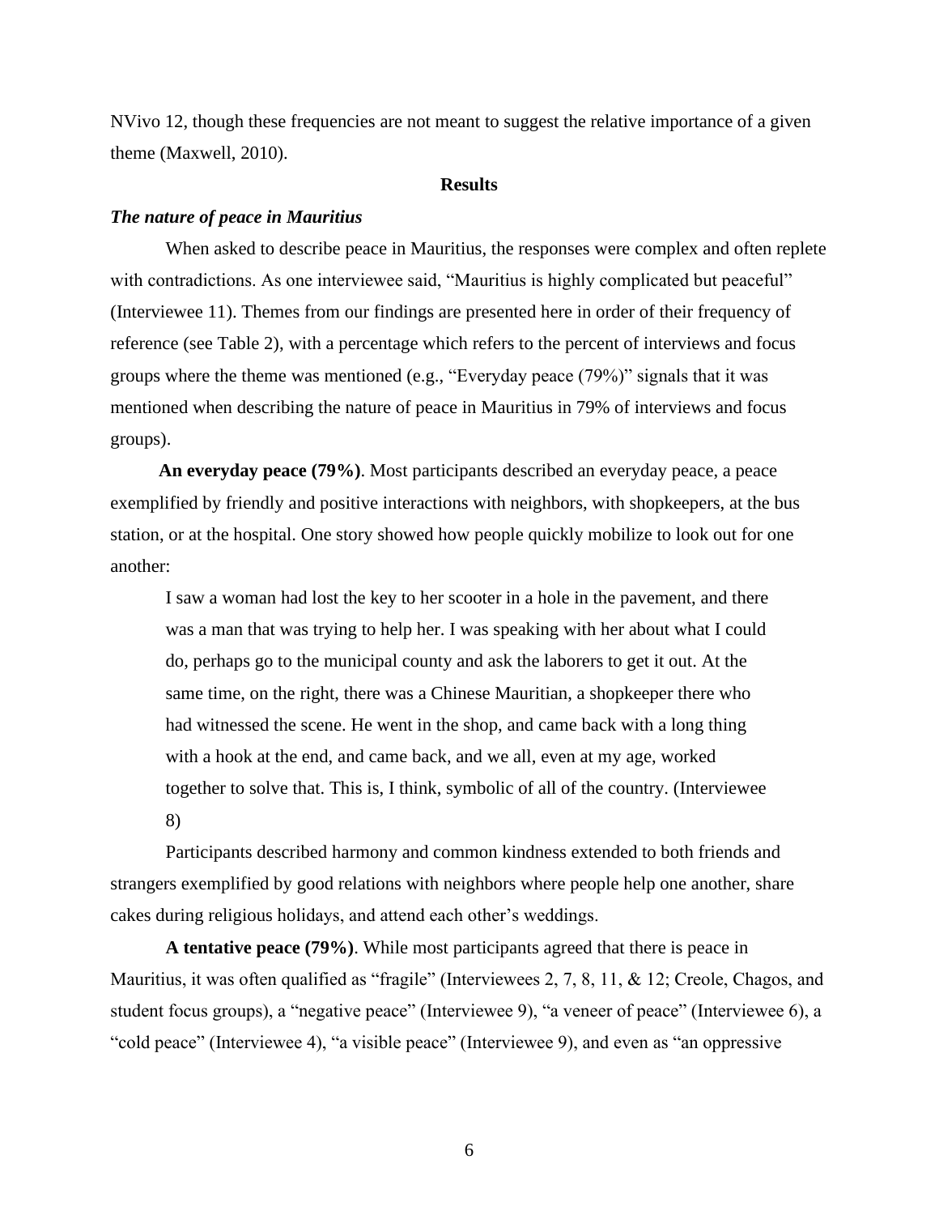NVivo 12, though these frequencies are not meant to suggest the relative importance of a given theme (Maxwell, 2010).

## Results

### *The nature of peace in Mauritius*

When asked to describe peace in Mauritius, the responses were complex and often replete with contradictions. As one interviewee said, "Mauritius is highly complicated but peaceful" (Interviewee 11). Themes from our findings are presented here in order of their frequency of reference (see Table 2), with a percentage which refers to the percent of interviews and focus groups where the theme was mentioned (e.g., "Everyday peace (79%)" signals that it was mentioned when describing the nature of peace in Mauritius in 79% of interviews and focus groups).

**An everyday peace (79%)**. Most participants described an everyday peace, a peace exemplified by friendly and positive interactions with neighbors, with shopkeepers, at the bus station, or at the hospital. One story showed how people quickly mobilize to look out for one another:

> I saw a woman had lost the key to her scooter in a hole in the pavement, and there was a man that was trying to help her. I was speaking with her about what I could do, perhaps go to the municipal county and ask the laborers to get it out. At the same time, on the right, there was a Chinese Mauritian, a shopkeeper there who had witnessed the scene. He went in the shop, and came back with a long thing with a hook at the end, and came back, and we all, even at my age, worked together to solve that. This is, I think, symbolic of all of the country. (Interviewee 8)

Participants described harmony and common kindness extended to both friends and strangers exemplified by good relations with neighbors where people help one another, share cakes during religious holidays, and attend each other's weddings.

**A tentative peace (79%)**. While most participants agreed that there is peace in Mauritius, it was often qualified as "fragile" (Interviewees 2, 7, 8, 11, & 12; Creole, Chagos, and student focus groups), a "negative peace" (Interviewee 9), "a veneer of peace" (Interviewee 6), a "cold peace" (Interviewee 4), "a visible peace" (Interviewee 9), and even as "an oppressive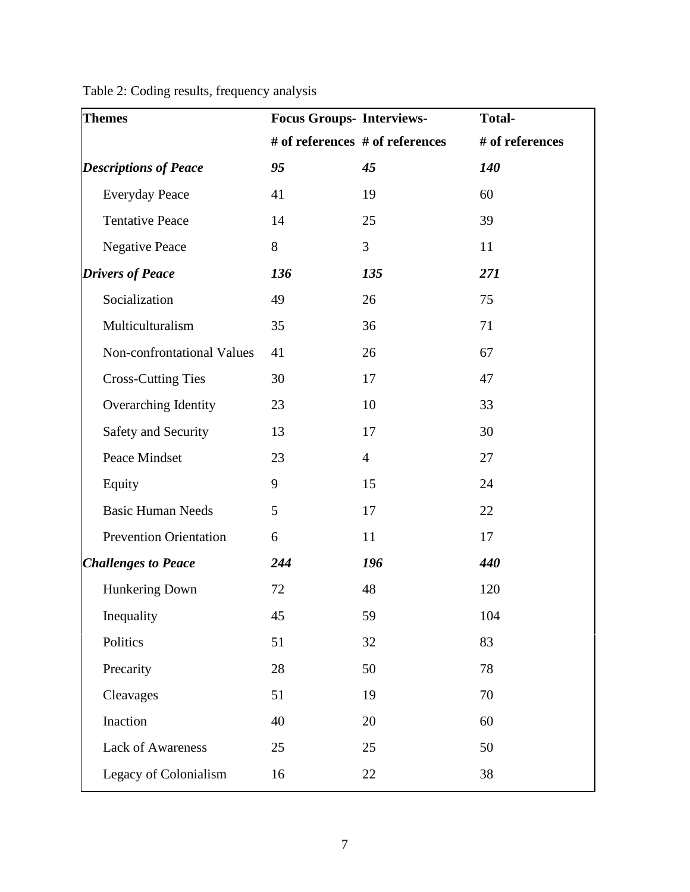Table 2: Coding results, frequency analysis

| Themes | Focus Groups- # of references | Interviews- # of references | Total- # of references |
|---|---|---|---|
| ***Descriptions of Peace*** | ***95*** | ***45*** | ***140*** |
| Everyday Peace | 41 | 19 | 60 |
| Tentative Peace | 14 | 25 | 39 |
| Negative Peace | 8 | 3 | 11 |
| ***Drivers of Peace*** | ***136*** | ***135*** | ***271*** |
| Socialization | 49 | 26 | 75 |
| Multiculturalism | 35 | 36 | 71 |
| Non-confrontational Values | 41 | 26 | 67 |
| Cross-Cutting Ties | 30 | 17 | 47 |
| Overarching Identity | 23 | 10 | 33 |
| Safety and Security | 13 | 17 | 30 |
| Peace Mindset | 23 | 4 | 27 |
| Equity | 9 | 15 | 24 |
| Basic Human Needs | 5 | 17 | 22 |
| Prevention Orientation | 6 | 11 | 17 |
| ***Challenges to Peace*** | ***244*** | ***196*** | ***440*** |
| Hunkering Down | 72 | 48 | 120 |
| Inequality | 45 | 59 | 104 |
| Politics | 51 | 32 | 83 |
| Precarity | 28 | 50 | 78 |
| Cleavages | 51 | 19 | 70 |
| Inaction | 40 | 20 | 60 |
| Lack of Awareness | 25 | 25 | 50 |
| Legacy of Colonialism | 16 | 22 | 38 |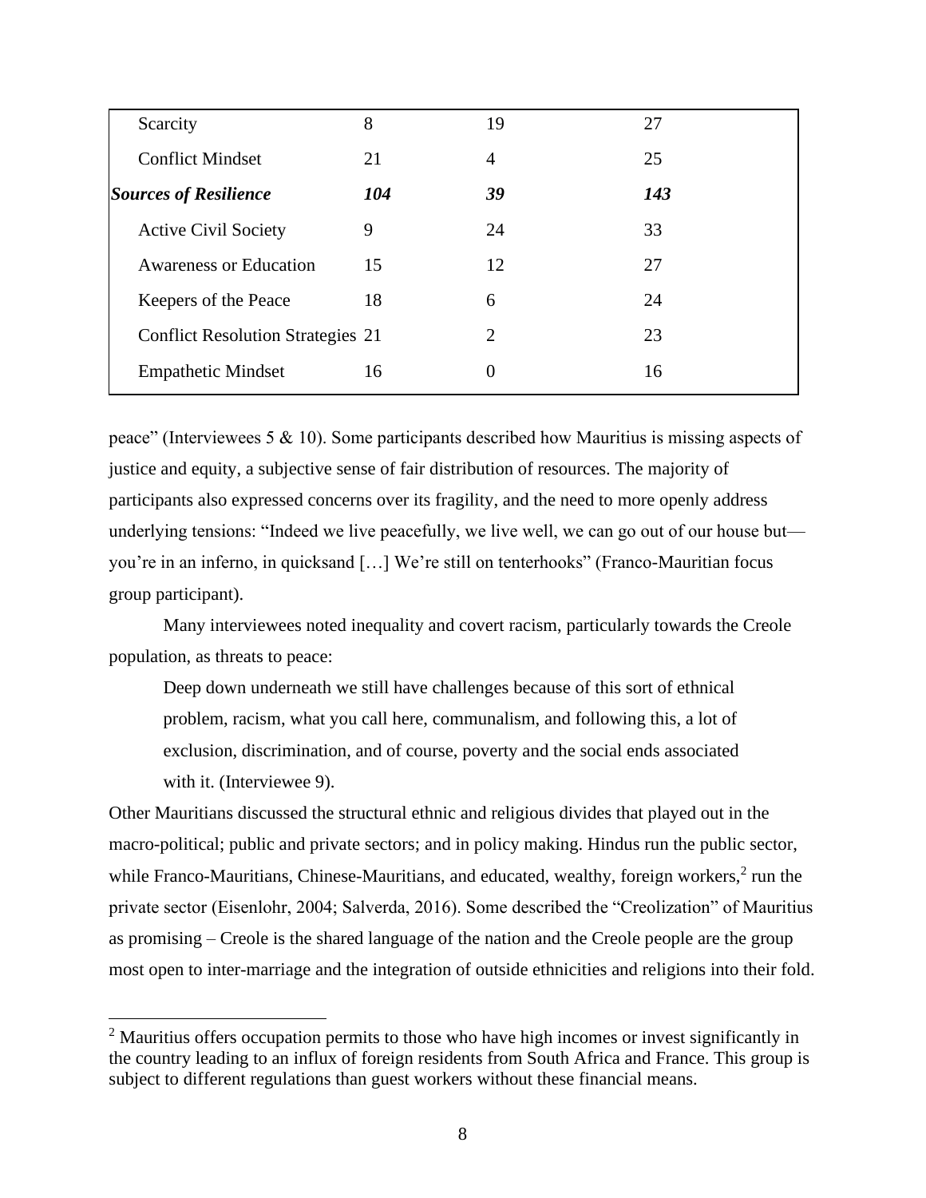| | | | |
|---|---|---|---|
| Scarcity | 8 | 19 | 27 |
| Conflict Mindset | 21 | 4 | 25 |
| ***Sources of Resilience*** | ***104*** | ***39*** | ***143*** |
| Active Civil Society | 9 | 24 | 33 |
| Awareness or Education | 15 | 12 | 27 |
| Keepers of the Peace | 18 | 6 | 24 |
| Conflict Resolution Strategies | 21 | 2 | 23 |
| Empathetic Mindset | 16 | 0 | 16 |

peace" (Interviewees 5 & 10). Some participants described how Mauritius is missing aspects of justice and equity, a subjective sense of fair distribution of resources. The majority of participants also expressed concerns over its fragility, and the need to more openly address underlying tensions: "Indeed we live peacefully, we live well, we can go out of our house but— you're in an inferno, in quicksand […] We're still on tenterhooks" (Franco-Mauritian focus group participant).

Many interviewees noted inequality and covert racism, particularly towards the Creole population, as threats to peace:

> Deep down underneath we still have challenges because of this sort of ethnical problem, racism, what you call here, communalism, and following this, a lot of exclusion, discrimination, and of course, poverty and the social ends associated with it. (Interviewee 9).

Other Mauritians discussed the structural ethnic and religious divides that played out in the macro-political; public and private sectors; and in policy making. Hindus run the public sector, while Franco-Mauritians, Chinese-Mauritians, and educated, wealthy, foreign workers,[2] run the private sector (Eisenlohr, 2004; Salverda, 2016). Some described the "Creolization" of Mauritius as promising – Creole is the shared language of the nation and the Creole people are the group most open to inter-marriage and the integration of outside ethnicities and religions into their fold.

[2] Mauritius offers occupation permits to those who have high incomes or invest significantly in the country leading to an influx of foreign residents from South Africa and France. This group is subject to different regulations than guest workers without these financial means.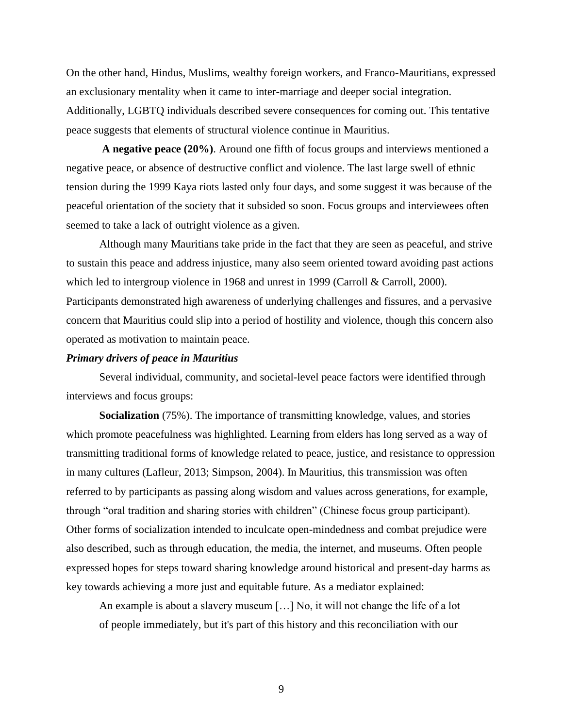On the other hand, Hindus, Muslims, wealthy foreign workers, and Franco-Mauritians, expressed an exclusionary mentality when it came to inter-marriage and deeper social integration. Additionally, LGBTQ individuals described severe consequences for coming out. This tentative peace suggests that elements of structural violence continue in Mauritius.

**A negative peace (20%)**. Around one fifth of focus groups and interviews mentioned a negative peace, or absence of destructive conflict and violence. The last large swell of ethnic tension during the 1999 Kaya riots lasted only four days, and some suggest it was because of the peaceful orientation of the society that it subsided so soon. Focus groups and interviewees often seemed to take a lack of outright violence as a given.

Although many Mauritians take pride in the fact that they are seen as peaceful, and strive to sustain this peace and address injustice, many also seem oriented toward avoiding past actions which led to intergroup violence in 1968 and unrest in 1999 (Carroll & Carroll, 2000). Participants demonstrated high awareness of underlying challenges and fissures, and a pervasive concern that Mauritius could slip into a period of hostility and violence, though this concern also operated as motivation to maintain peace.

***Primary drivers of peace in Mauritius***

Several individual, community, and societal-level peace factors were identified through interviews and focus groups:

**Socialization** (75%). The importance of transmitting knowledge, values, and stories which promote peacefulness was highlighted. Learning from elders has long served as a way of transmitting traditional forms of knowledge related to peace, justice, and resistance to oppression in many cultures (Lafleur, 2013; Simpson, 2004). In Mauritius, this transmission was often referred to by participants as passing along wisdom and values across generations, for example, through "oral tradition and sharing stories with children" (Chinese focus group participant). Other forms of socialization intended to inculcate open-mindedness and combat prejudice were also described, such as through education, the media, the internet, and museums. Often people expressed hopes for steps toward sharing knowledge around historical and present-day harms as key towards achieving a more just and equitable future. As a mediator explained:

> An example is about a slavery museum […] No, it will not change the life of a lot of people immediately, but it's part of this history and this reconciliation with our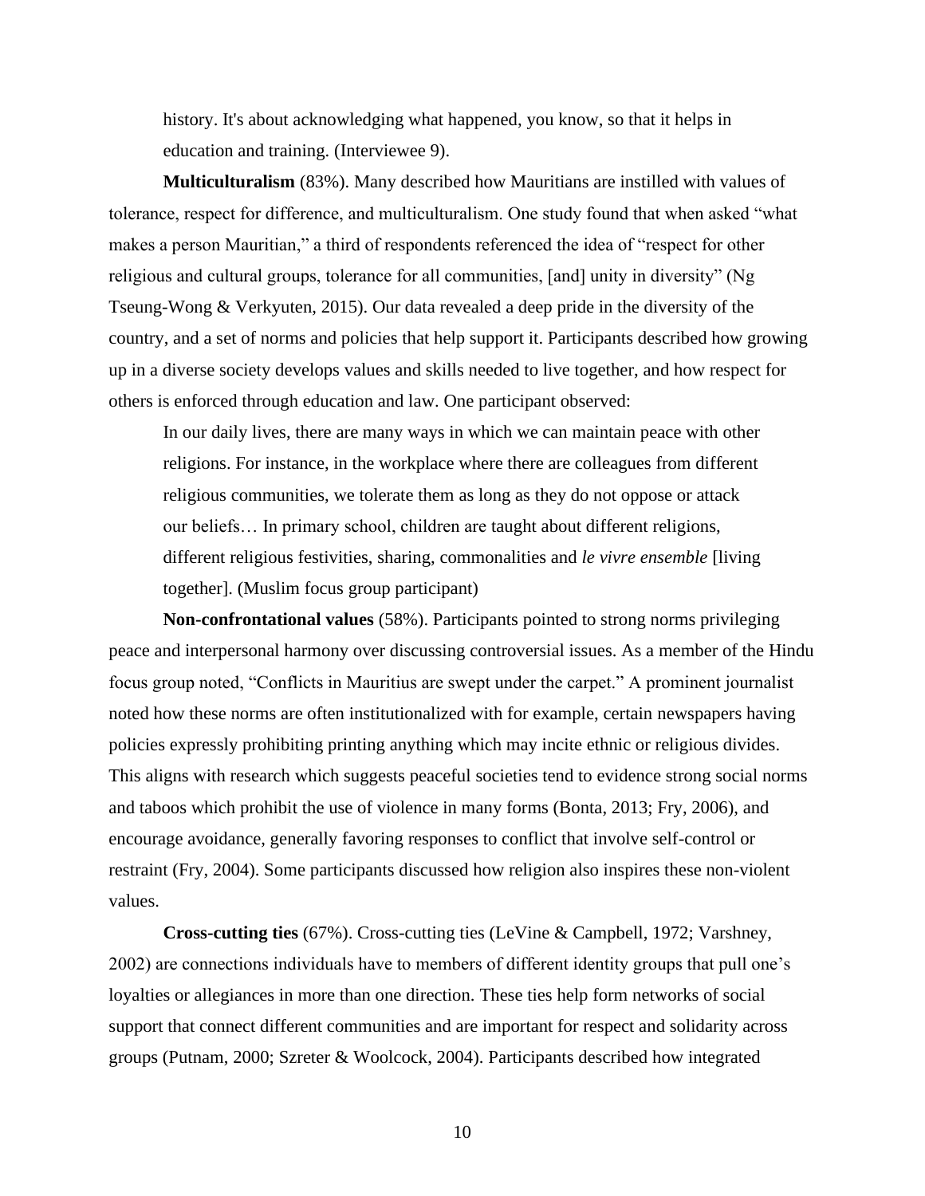> history. It's about acknowledging what happened, you know, so that it helps in education and training. (Interviewee 9).

**Multiculturalism** (83%). Many described how Mauritians are instilled with values of tolerance, respect for difference, and multiculturalism. One study found that when asked "what makes a person Mauritian," a third of respondents referenced the idea of "respect for other religious and cultural groups, tolerance for all communities, [and] unity in diversity" (Ng Tseung-Wong & Verkyuten, 2015). Our data revealed a deep pride in the diversity of the country, and a set of norms and policies that help support it. Participants described how growing up in a diverse society develops values and skills needed to live together, and how respect for others is enforced through education and law. One participant observed:

> In our daily lives, there are many ways in which we can maintain peace with other religions. For instance, in the workplace where there are colleagues from different religious communities, we tolerate them as long as they do not oppose or attack our beliefs… In primary school, children are taught about different religions, different religious festivities, sharing, commonalities and *le vivre ensemble* [living together]. (Muslim focus group participant)

**Non-confrontational values** (58%). Participants pointed to strong norms privileging peace and interpersonal harmony over discussing controversial issues. As a member of the Hindu focus group noted, "Conflicts in Mauritius are swept under the carpet." A prominent journalist noted how these norms are often institutionalized with for example, certain newspapers having policies expressly prohibiting printing anything which may incite ethnic or religious divides. This aligns with research which suggests peaceful societies tend to evidence strong social norms and taboos which prohibit the use of violence in many forms (Bonta, 2013; Fry, 2006), and encourage avoidance, generally favoring responses to conflict that involve self-control or restraint (Fry, 2004). Some participants discussed how religion also inspires these non-violent values.

**Cross-cutting ties** (67%). Cross-cutting ties (LeVine & Campbell, 1972; Varshney, 2002) are connections individuals have to members of different identity groups that pull one's loyalties or allegiances in more than one direction. These ties help form networks of social support that connect different communities and are important for respect and solidarity across groups (Putnam, 2000; Szreter & Woolcock, 2004). Participants described how integrated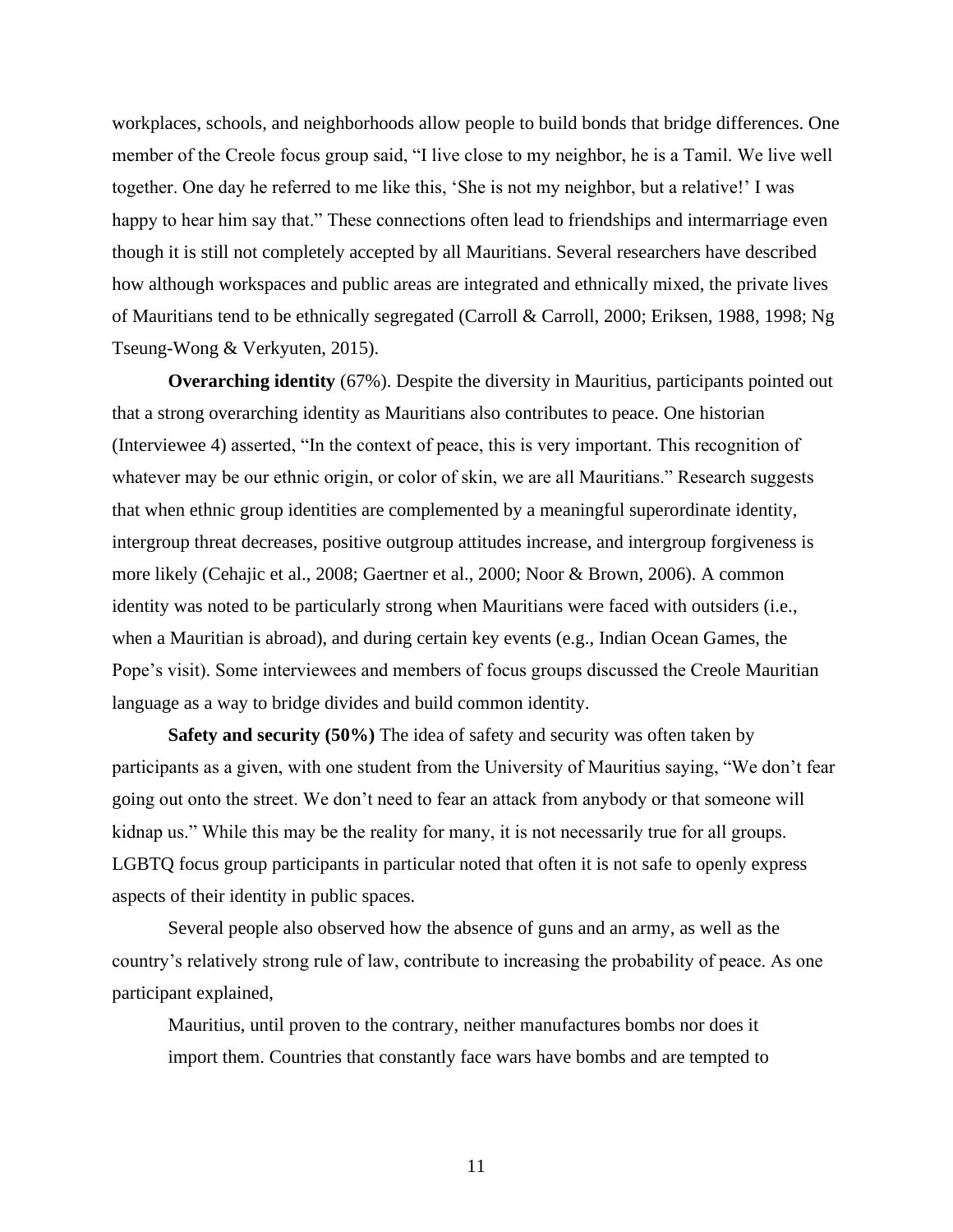workplaces, schools, and neighborhoods allow people to build bonds that bridge differences. One member of the Creole focus group said, "I live close to my neighbor, he is a Tamil. We live well together. One day he referred to me like this, 'She is not my neighbor, but a relative!' I was happy to hear him say that." These connections often lead to friendships and intermarriage even though it is still not completely accepted by all Mauritians. Several researchers have described how although workspaces and public areas are integrated and ethnically mixed, the private lives of Mauritians tend to be ethnically segregated (Carroll & Carroll, 2000; Eriksen, 1988, 1998; Ng Tseung-Wong & Verkyuten, 2015).

**Overarching identity** (67%). Despite the diversity in Mauritius, participants pointed out that a strong overarching identity as Mauritians also contributes to peace. One historian (Interviewee 4) asserted, "In the context of peace, this is very important. This recognition of whatever may be our ethnic origin, or color of skin, we are all Mauritians." Research suggests that when ethnic group identities are complemented by a meaningful superordinate identity, intergroup threat decreases, positive outgroup attitudes increase, and intergroup forgiveness is more likely (Cehajic et al., 2008; Gaertner et al., 2000; Noor & Brown, 2006). A common identity was noted to be particularly strong when Mauritians were faced with outsiders (i.e., when a Mauritian is abroad), and during certain key events (e.g., Indian Ocean Games, the Pope's visit). Some interviewees and members of focus groups discussed the Creole Mauritian language as a way to bridge divides and build common identity.

**Safety and security (50%)** The idea of safety and security was often taken by participants as a given, with one student from the University of Mauritius saying, "We don't fear going out onto the street. We don't need to fear an attack from anybody or that someone will kidnap us." While this may be the reality for many, it is not necessarily true for all groups. LGBTQ focus group participants in particular noted that often it is not safe to openly express aspects of their identity in public spaces.

Several people also observed how the absence of guns and an army, as well as the country's relatively strong rule of law, contribute to increasing the probability of peace. As one participant explained,

> Mauritius, until proven to the contrary, neither manufactures bombs nor does it import them. Countries that constantly face wars have bombs and are tempted to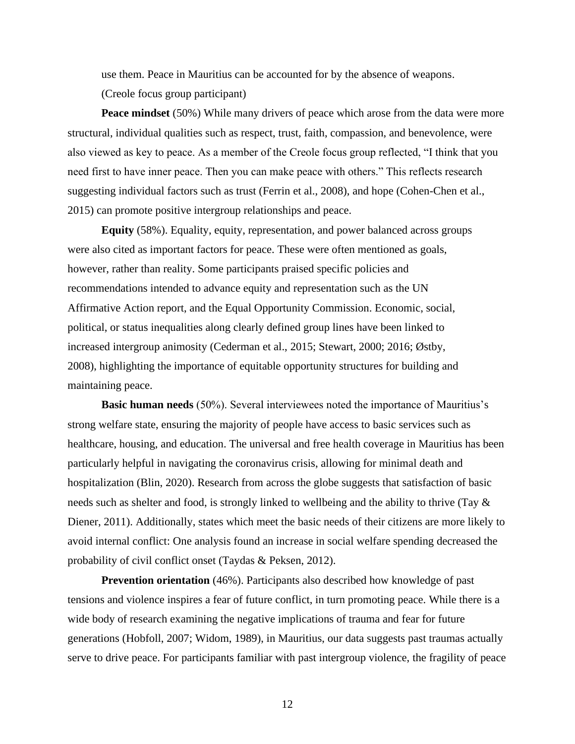use them. Peace in Mauritius can be accounted for by the absence of weapons. (Creole focus group participant)

**Peace mindset** (50%) While many drivers of peace which arose from the data were more structural, individual qualities such as respect, trust, faith, compassion, and benevolence, were also viewed as key to peace. As a member of the Creole focus group reflected, "I think that you need first to have inner peace. Then you can make peace with others." This reflects research suggesting individual factors such as trust (Ferrin et al., 2008), and hope (Cohen-Chen et al., 2015) can promote positive intergroup relationships and peace.

**Equity** (58%). Equality, equity, representation, and power balanced across groups were also cited as important factors for peace. These were often mentioned as goals, however, rather than reality. Some participants praised specific policies and recommendations intended to advance equity and representation such as the UN Affirmative Action report, and the Equal Opportunity Commission. Economic, social, political, or status inequalities along clearly defined group lines have been linked to increased intergroup animosity (Cederman et al., 2015; Stewart, 2000; 2016; Østby, 2008), highlighting the importance of equitable opportunity structures for building and maintaining peace.

**Basic human needs** (50%). Several interviewees noted the importance of Mauritius's strong welfare state, ensuring the majority of people have access to basic services such as healthcare, housing, and education. The universal and free health coverage in Mauritius has been particularly helpful in navigating the coronavirus crisis, allowing for minimal death and hospitalization (Blin, 2020). Research from across the globe suggests that satisfaction of basic needs such as shelter and food, is strongly linked to wellbeing and the ability to thrive (Tay & Diener, 2011). Additionally, states which meet the basic needs of their citizens are more likely to avoid internal conflict: One analysis found an increase in social welfare spending decreased the probability of civil conflict onset (Taydas & Peksen, 2012).

**Prevention orientation** (46%). Participants also described how knowledge of past tensions and violence inspires a fear of future conflict, in turn promoting peace. While there is a wide body of research examining the negative implications of trauma and fear for future generations (Hobfoll, 2007; Widom, 1989), in Mauritius, our data suggests past traumas actually serve to drive peace. For participants familiar with past intergroup violence, the fragility of peace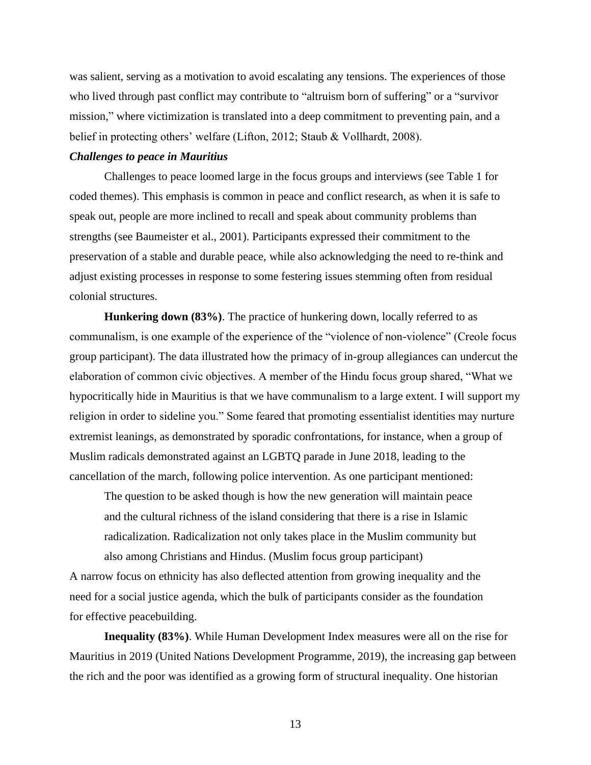was salient, serving as a motivation to avoid escalating any tensions. The experiences of those who lived through past conflict may contribute to "altruism born of suffering" or a "survivor mission," where victimization is translated into a deep commitment to preventing pain, and a belief in protecting others' welfare (Lifton, 2012; Staub & Vollhardt, 2008).

***Challenges to peace in Mauritius***

Challenges to peace loomed large in the focus groups and interviews (see Table 1 for coded themes). This emphasis is common in peace and conflict research, as when it is safe to speak out, people are more inclined to recall and speak about community problems than strengths (see Baumeister et al., 2001). Participants expressed their commitment to the preservation of a stable and durable peace, while also acknowledging the need to re-think and adjust existing processes in response to some festering issues stemming often from residual colonial structures.

**Hunkering down (83%)**. The practice of hunkering down, locally referred to as communalism, is one example of the experience of the "violence of non-violence" (Creole focus group participant). The data illustrated how the primacy of in-group allegiances can undercut the elaboration of common civic objectives. A member of the Hindu focus group shared, "What we hypocritically hide in Mauritius is that we have communalism to a large extent. I will support my religion in order to sideline you." Some feared that promoting essentialist identities may nurture extremist leanings, as demonstrated by sporadic confrontations, for instance, when a group of Muslim radicals demonstrated against an LGBTQ parade in June 2018, leading to the cancellation of the march, following police intervention. As one participant mentioned:

> The question to be asked though is how the new generation will maintain peace and the cultural richness of the island considering that there is a rise in Islamic radicalization. Radicalization not only takes place in the Muslim community but also among Christians and Hindus. (Muslim focus group participant)

A narrow focus on ethnicity has also deflected attention from growing inequality and the need for a social justice agenda, which the bulk of participants consider as the foundation for effective peacebuilding.

**Inequality (83%)**. While Human Development Index measures were all on the rise for Mauritius in 2019 (United Nations Development Programme, 2019), the increasing gap between the rich and the poor was identified as a growing form of structural inequality. One historian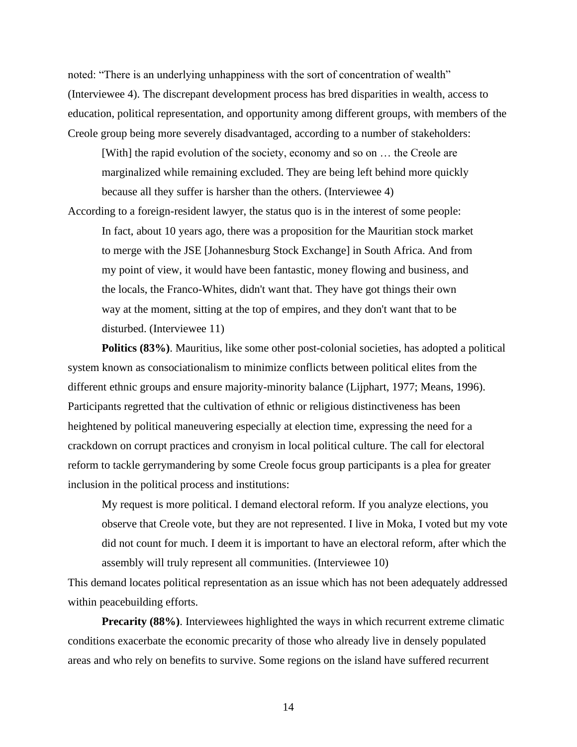noted: “There is an underlying unhappiness with the sort of concentration of wealth” (Interviewee 4). The discrepant development process has bred disparities in wealth, access to education, political representation, and opportunity among different groups, with members of the Creole group being more severely disadvantaged, according to a number of stakeholders:

> [With] the rapid evolution of the society, economy and so on … the Creole are marginalized while remaining excluded. They are being left behind more quickly because all they suffer is harsher than the others. (Interviewee 4)

According to a foreign-resident lawyer, the status quo is in the interest of some people:

> In fact, about 10 years ago, there was a proposition for the Mauritian stock market to merge with the JSE [Johannesburg Stock Exchange] in South Africa. And from my point of view, it would have been fantastic, money flowing and business, and the locals, the Franco-Whites, didn't want that. They have got things their own way at the moment, sitting at the top of empires, and they don't want that to be disturbed. (Interviewee 11)

**Politics (83%)**. Mauritius, like some other post-colonial societies, has adopted a political system known as consociationalism to minimize conflicts between political elites from the different ethnic groups and ensure majority-minority balance (Lijphart, 1977; Means, 1996). Participants regretted that the cultivation of ethnic or religious distinctiveness has been heightened by political maneuvering especially at election time, expressing the need for a crackdown on corrupt practices and cronyism in local political culture. The call for electoral reform to tackle gerrymandering by some Creole focus group participants is a plea for greater inclusion in the political process and institutions:

> My request is more political. I demand electoral reform. If you analyze elections, you observe that Creole vote, but they are not represented. I live in Moka, I voted but my vote did not count for much. I deem it is important to have an electoral reform, after which the assembly will truly represent all communities. (Interviewee 10)

This demand locates political representation as an issue which has not been adequately addressed within peacebuilding efforts.

**Precarity (88%)**. Interviewees highlighted the ways in which recurrent extreme climatic conditions exacerbate the economic precarity of those who already live in densely populated areas and who rely on benefits to survive. Some regions on the island have suffered recurrent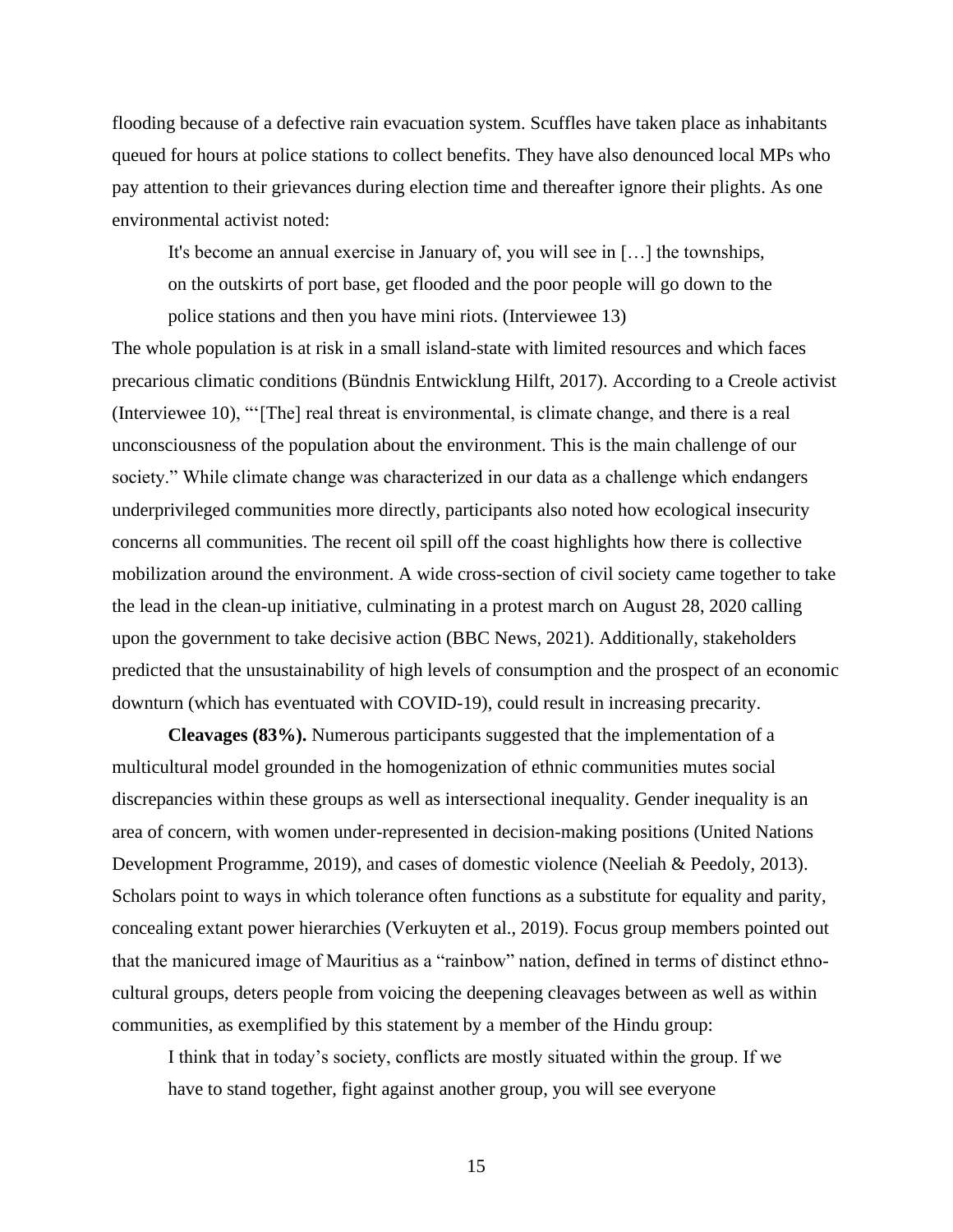flooding because of a defective rain evacuation system. Scuffles have taken place as inhabitants queued for hours at police stations to collect benefits. They have also denounced local MPs who pay attention to their grievances during election time and thereafter ignore their plights. As one environmental activist noted:

> It's become an annual exercise in January of, you will see in […] the townships, on the outskirts of port base, get flooded and the poor people will go down to the police stations and then you have mini riots. (Interviewee 13)

The whole population is at risk in a small island-state with limited resources and which faces precarious climatic conditions (Bündnis Entwicklung Hilft, 2017). According to a Creole activist (Interviewee 10), "'[The] real threat is environmental, is climate change, and there is a real unconsciousness of the population about the environment. This is the main challenge of our society." While climate change was characterized in our data as a challenge which endangers underprivileged communities more directly, participants also noted how ecological insecurity concerns all communities. The recent oil spill off the coast highlights how there is collective mobilization around the environment. A wide cross-section of civil society came together to take the lead in the clean-up initiative, culminating in a protest march on August 28, 2020 calling upon the government to take decisive action (BBC News, 2021). Additionally, stakeholders predicted that the unsustainability of high levels of consumption and the prospect of an economic downturn (which has eventuated with COVID-19), could result in increasing precarity.

**Cleavages (83%).** Numerous participants suggested that the implementation of a multicultural model grounded in the homogenization of ethnic communities mutes social discrepancies within these groups as well as intersectional inequality. Gender inequality is an area of concern, with women under-represented in decision-making positions (United Nations Development Programme, 2019), and cases of domestic violence (Neeliah & Peedoly, 2013). Scholars point to ways in which tolerance often functions as a substitute for equality and parity, concealing extant power hierarchies (Verkuyten et al., 2019). Focus group members pointed out that the manicured image of Mauritius as a "rainbow" nation, defined in terms of distinct ethno-cultural groups, deters people from voicing the deepening cleavages between as well as within communities, as exemplified by this statement by a member of the Hindu group:

> I think that in today's society, conflicts are mostly situated within the group. If we have to stand together, fight against another group, you will see everyone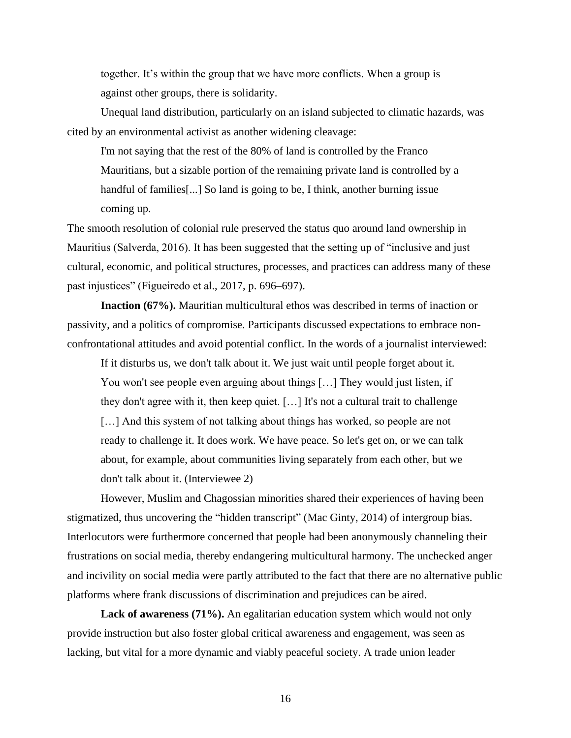> together. It's within the group that we have more conflicts. When a group is against other groups, there is solidarity.

Unequal land distribution, particularly on an island subjected to climatic hazards, was cited by an environmental activist as another widening cleavage:

> I'm not saying that the rest of the 80% of land is controlled by the Franco Mauritians, but a sizable portion of the remaining private land is controlled by a handful of families[...] So land is going to be, I think, another burning issue coming up.

The smooth resolution of colonial rule preserved the status quo around land ownership in Mauritius (Salverda, 2016). It has been suggested that the setting up of "inclusive and just cultural, economic, and political structures, processes, and practices can address many of these past injustices" (Figueiredo et al., 2017, p. 696–697).

**Inaction (67%).** Mauritian multicultural ethos was described in terms of inaction or passivity, and a politics of compromise. Participants discussed expectations to embrace non-confrontational attitudes and avoid potential conflict. In the words of a journalist interviewed:

> If it disturbs us, we don't talk about it. We just wait until people forget about it. You won't see people even arguing about things […] They would just listen, if they don't agree with it, then keep quiet. […] It's not a cultural trait to challenge […] And this system of not talking about things has worked, so people are not ready to challenge it. It does work. We have peace. So let's get on, or we can talk about, for example, about communities living separately from each other, but we don't talk about it. (Interviewee 2)

However, Muslim and Chagossian minorities shared their experiences of having been stigmatized, thus uncovering the "hidden transcript" (Mac Ginty, 2014) of intergroup bias. Interlocutors were furthermore concerned that people had been anonymously channeling their frustrations on social media, thereby endangering multicultural harmony. The unchecked anger and incivility on social media were partly attributed to the fact that there are no alternative public platforms where frank discussions of discrimination and prejudices can be aired.

**Lack of awareness (71%).** An egalitarian education system which would not only provide instruction but also foster global critical awareness and engagement, was seen as lacking, but vital for a more dynamic and viably peaceful society. A trade union leader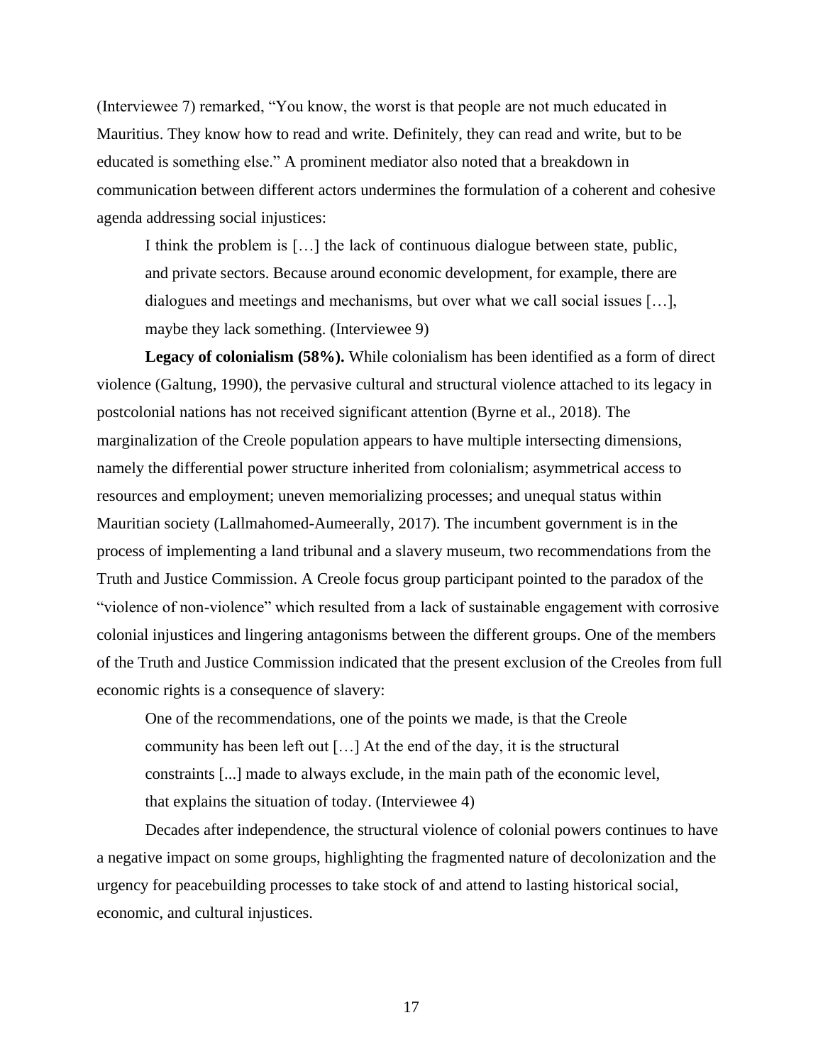(Interviewee 7) remarked, “You know, the worst is that people are not much educated in Mauritius. They know how to read and write. Definitely, they can read and write, but to be educated is something else.” A prominent mediator also noted that a breakdown in communication between different actors undermines the formulation of a coherent and cohesive agenda addressing social injustices:

> I think the problem is […] the lack of continuous dialogue between state, public, and private sectors. Because around economic development, for example, there are dialogues and meetings and mechanisms, but over what we call social issues […], maybe they lack something. (Interviewee 9)

**Legacy of colonialism (58%).** While colonialism has been identified as a form of direct violence (Galtung, 1990), the pervasive cultural and structural violence attached to its legacy in postcolonial nations has not received significant attention (Byrne et al., 2018). The marginalization of the Creole population appears to have multiple intersecting dimensions, namely the differential power structure inherited from colonialism; asymmetrical access to resources and employment; uneven memorializing processes; and unequal status within Mauritian society (Lallmahomed-Aumeerally, 2017). The incumbent government is in the process of implementing a land tribunal and a slavery museum, two recommendations from the Truth and Justice Commission. A Creole focus group participant pointed to the paradox of the “violence of non-violence” which resulted from a lack of sustainable engagement with corrosive colonial injustices and lingering antagonisms between the different groups. One of the members of the Truth and Justice Commission indicated that the present exclusion of the Creoles from full economic rights is a consequence of slavery:

> One of the recommendations, one of the points we made, is that the Creole community has been left out […] At the end of the day, it is the structural constraints [...] made to always exclude, in the main path of the economic level, that explains the situation of today. (Interviewee 4)

Decades after independence, the structural violence of colonial powers continues to have a negative impact on some groups, highlighting the fragmented nature of decolonization and the urgency for peacebuilding processes to take stock of and attend to lasting historical social, economic, and cultural injustices.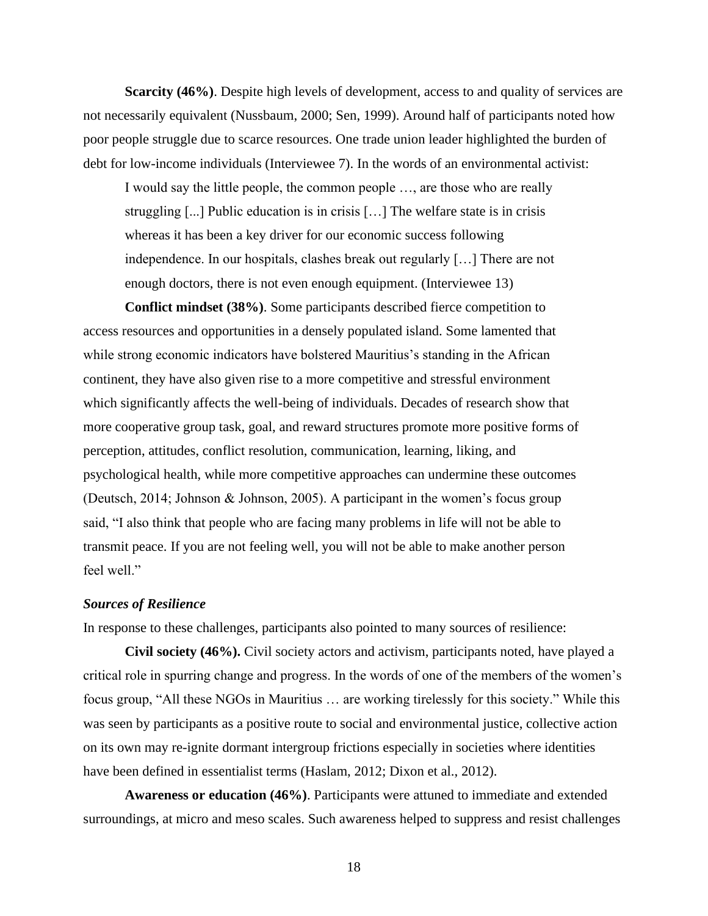**Scarcity (46%)**. Despite high levels of development, access to and quality of services are not necessarily equivalent (Nussbaum, 2000; Sen, 1999). Around half of participants noted how poor people struggle due to scarce resources. One trade union leader highlighted the burden of debt for low-income individuals (Interviewee 7). In the words of an environmental activist:

> I would say the little people, the common people …, are those who are really struggling [...] Public education is in crisis […] The welfare state is in crisis whereas it has been a key driver for our economic success following independence. In our hospitals, clashes break out regularly […] There are not enough doctors, there is not even enough equipment. (Interviewee 13)

**Conflict mindset (38%)**. Some participants described fierce competition to access resources and opportunities in a densely populated island. Some lamented that while strong economic indicators have bolstered Mauritius's standing in the African continent, they have also given rise to a more competitive and stressful environment which significantly affects the well-being of individuals. Decades of research show that more cooperative group task, goal, and reward structures promote more positive forms of perception, attitudes, conflict resolution, communication, learning, liking, and psychological health, while more competitive approaches can undermine these outcomes (Deutsch, 2014; Johnson & Johnson, 2005). A participant in the women's focus group said, "I also think that people who are facing many problems in life will not be able to transmit peace. If you are not feeling well, you will not be able to make another person feel well."

### *Sources of Resilience*

In response to these challenges, participants also pointed to many sources of resilience:

**Civil society (46%).** Civil society actors and activism, participants noted, have played a critical role in spurring change and progress. In the words of one of the members of the women's focus group, "All these NGOs in Mauritius … are working tirelessly for this society." While this was seen by participants as a positive route to social and environmental justice, collective action on its own may re-ignite dormant intergroup frictions especially in societies where identities have been defined in essentialist terms (Haslam, 2012; Dixon et al., 2012).

**Awareness or education (46%)**. Participants were attuned to immediate and extended surroundings, at micro and meso scales. Such awareness helped to suppress and resist challenges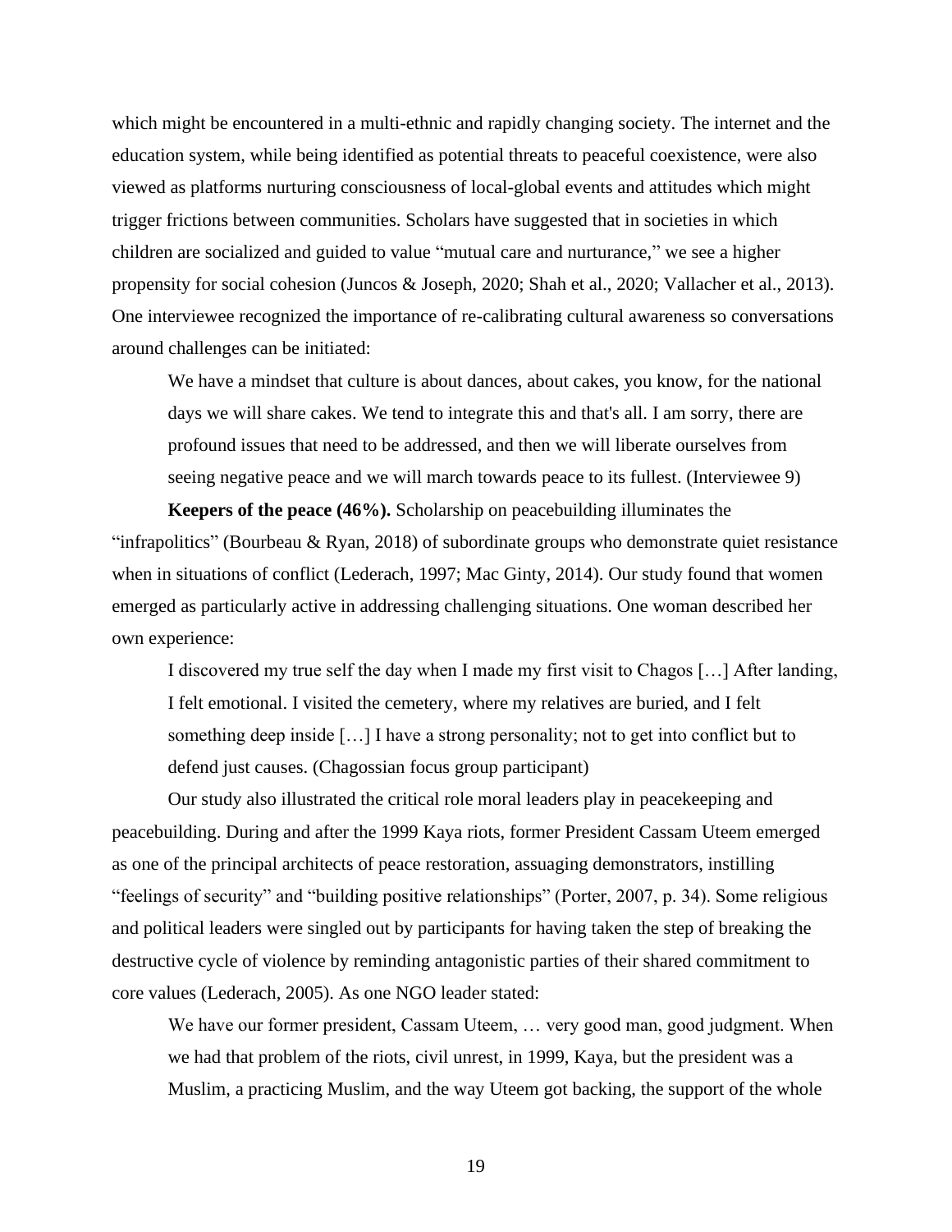which might be encountered in a multi-ethnic and rapidly changing society. The internet and the education system, while being identified as potential threats to peaceful coexistence, were also viewed as platforms nurturing consciousness of local-global events and attitudes which might trigger frictions between communities. Scholars have suggested that in societies in which children are socialized and guided to value "mutual care and nurturance," we see a higher propensity for social cohesion (Juncos & Joseph, 2020; Shah et al., 2020; Vallacher et al., 2013). One interviewee recognized the importance of re-calibrating cultural awareness so conversations around challenges can be initiated:

> We have a mindset that culture is about dances, about cakes, you know, for the national days we will share cakes. We tend to integrate this and that's all. I am sorry, there are profound issues that need to be addressed, and then we will liberate ourselves from seeing negative peace and we will march towards peace to its fullest. (Interviewee 9)

**Keepers of the peace (46%).** Scholarship on peacebuilding illuminates the "infrapolitics" (Bourbeau & Ryan, 2018) of subordinate groups who demonstrate quiet resistance when in situations of conflict (Lederach, 1997; Mac Ginty, 2014). Our study found that women emerged as particularly active in addressing challenging situations. One woman described her own experience:

> I discovered my true self the day when I made my first visit to Chagos […] After landing, I felt emotional. I visited the cemetery, where my relatives are buried, and I felt something deep inside […] I have a strong personality; not to get into conflict but to defend just causes. (Chagossian focus group participant)

Our study also illustrated the critical role moral leaders play in peacekeeping and peacebuilding. During and after the 1999 Kaya riots, former President Cassam Uteem emerged as one of the principal architects of peace restoration, assuaging demonstrators, instilling "feelings of security" and "building positive relationships" (Porter, 2007, p. 34). Some religious and political leaders were singled out by participants for having taken the step of breaking the destructive cycle of violence by reminding antagonistic parties of their shared commitment to core values (Lederach, 2005). As one NGO leader stated:

> We have our former president, Cassam Uteem, … very good man, good judgment. When we had that problem of the riots, civil unrest, in 1999, Kaya, but the president was a Muslim, a practicing Muslim, and the way Uteem got backing, the support of the whole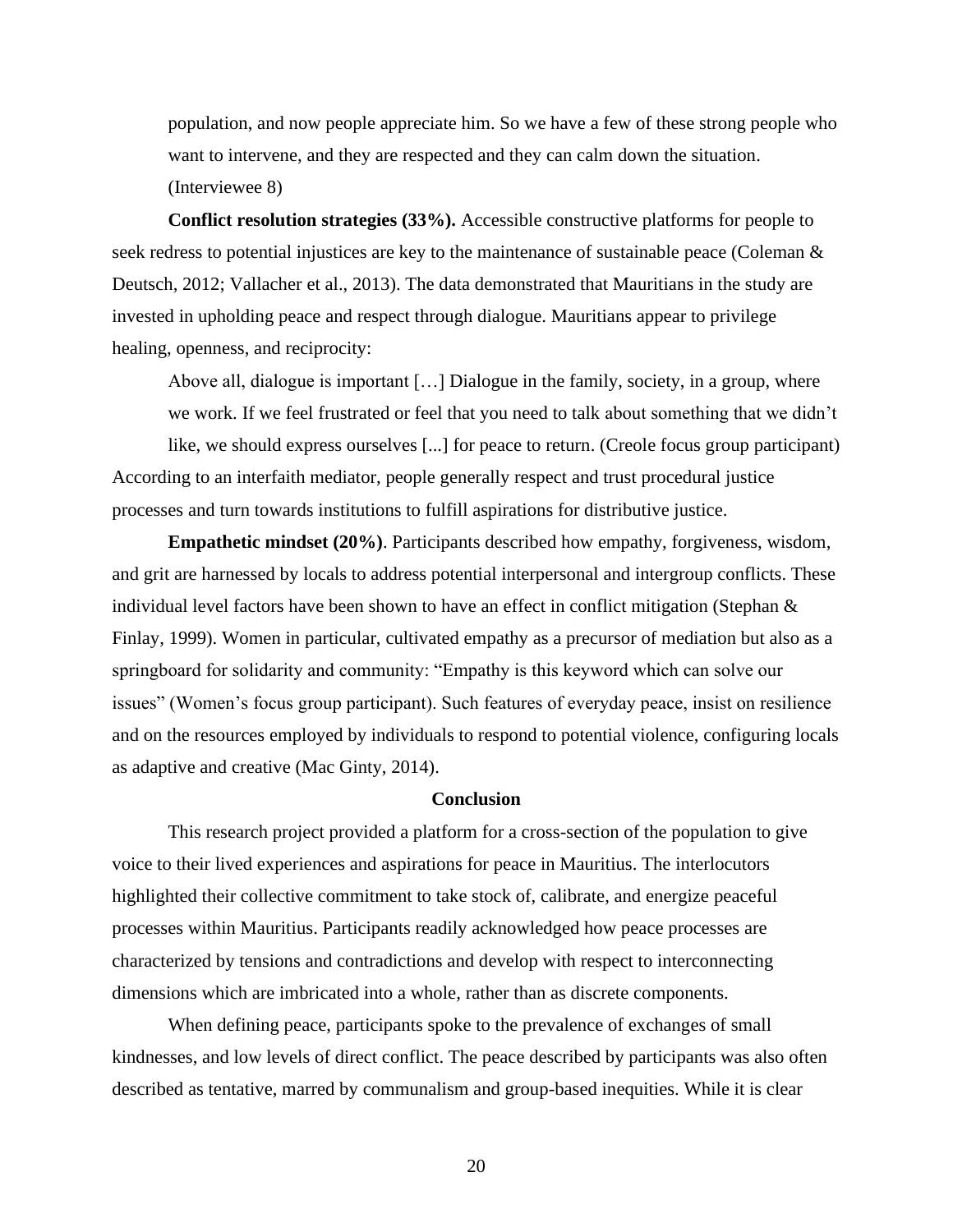> population, and now people appreciate him. So we have a few of these strong people who want to intervene, and they are respected and they can calm down the situation. (Interviewee 8)

**Conflict resolution strategies (33%).** Accessible constructive platforms for people to seek redress to potential injustices are key to the maintenance of sustainable peace (Coleman & Deutsch, 2012; Vallacher et al., 2013). The data demonstrated that Mauritians in the study are invested in upholding peace and respect through dialogue. Mauritians appear to privilege healing, openness, and reciprocity:

> Above all, dialogue is important […] Dialogue in the family, society, in a group, where we work. If we feel frustrated or feel that you need to talk about something that we didn't like, we should express ourselves [...] for peace to return. (Creole focus group participant)

According to an interfaith mediator, people generally respect and trust procedural justice processes and turn towards institutions to fulfill aspirations for distributive justice.

**Empathetic mindset (20%)**. Participants described how empathy, forgiveness, wisdom, and grit are harnessed by locals to address potential interpersonal and intergroup conflicts. These individual level factors have been shown to have an effect in conflict mitigation (Stephan & Finlay, 1999). Women in particular, cultivated empathy as a precursor of mediation but also as a springboard for solidarity and community: "Empathy is this keyword which can solve our issues" (Women's focus group participant). Such features of everyday peace, insist on resilience and on the resources employed by individuals to respond to potential violence, configuring locals as adaptive and creative (Mac Ginty, 2014).

## Conclusion

This research project provided a platform for a cross-section of the population to give voice to their lived experiences and aspirations for peace in Mauritius. The interlocutors highlighted their collective commitment to take stock of, calibrate, and energize peaceful processes within Mauritius. Participants readily acknowledged how peace processes are characterized by tensions and contradictions and develop with respect to interconnecting dimensions which are imbricated into a whole, rather than as discrete components.

When defining peace, participants spoke to the prevalence of exchanges of small kindnesses, and low levels of direct conflict. The peace described by participants was also often described as tentative, marred by communalism and group-based inequities. While it is clear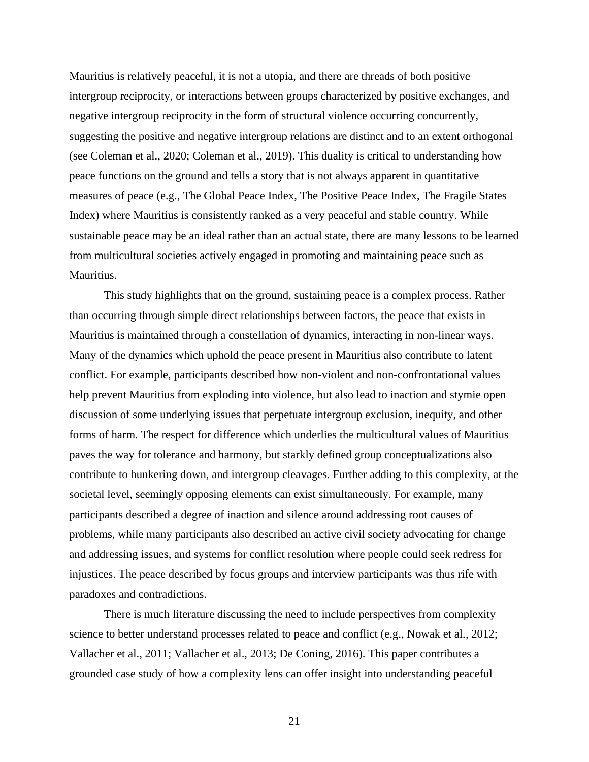Mauritius is relatively peaceful, it is not a utopia, and there are threads of both positive intergroup reciprocity, or interactions between groups characterized by positive exchanges, and negative intergroup reciprocity in the form of structural violence occurring concurrently, suggesting the positive and negative intergroup relations are distinct and to an extent orthogonal (see Coleman et al., 2020; Coleman et al., 2019). This duality is critical to understanding how peace functions on the ground and tells a story that is not always apparent in quantitative measures of peace (e.g., The Global Peace Index, The Positive Peace Index, The Fragile States Index) where Mauritius is consistently ranked as a very peaceful and stable country. While sustainable peace may be an ideal rather than an actual state, there are many lessons to be learned from multicultural societies actively engaged in promoting and maintaining peace such as Mauritius.

This study highlights that on the ground, sustaining peace is a complex process. Rather than occurring through simple direct relationships between factors, the peace that exists in Mauritius is maintained through a constellation of dynamics, interacting in non-linear ways. Many of the dynamics which uphold the peace present in Mauritius also contribute to latent conflict. For example, participants described how non-violent and non-confrontational values help prevent Mauritius from exploding into violence, but also lead to inaction and stymie open discussion of some underlying issues that perpetuate intergroup exclusion, inequity, and other forms of harm. The respect for difference which underlies the multicultural values of Mauritius paves the way for tolerance and harmony, but starkly defined group conceptualizations also contribute to hunkering down, and intergroup cleavages. Further adding to this complexity, at the societal level, seemingly opposing elements can exist simultaneously. For example, many participants described a degree of inaction and silence around addressing root causes of problems, while many participants also described an active civil society advocating for change and addressing issues, and systems for conflict resolution where people could seek redress for injustices. The peace described by focus groups and interview participants was thus rife with paradoxes and contradictions.

There is much literature discussing the need to include perspectives from complexity science to better understand processes related to peace and conflict (e.g., Nowak et al., 2012; Vallacher et al., 2011; Vallacher et al., 2013; De Coning, 2016). This paper contributes a grounded case study of how a complexity lens can offer insight into understanding peaceful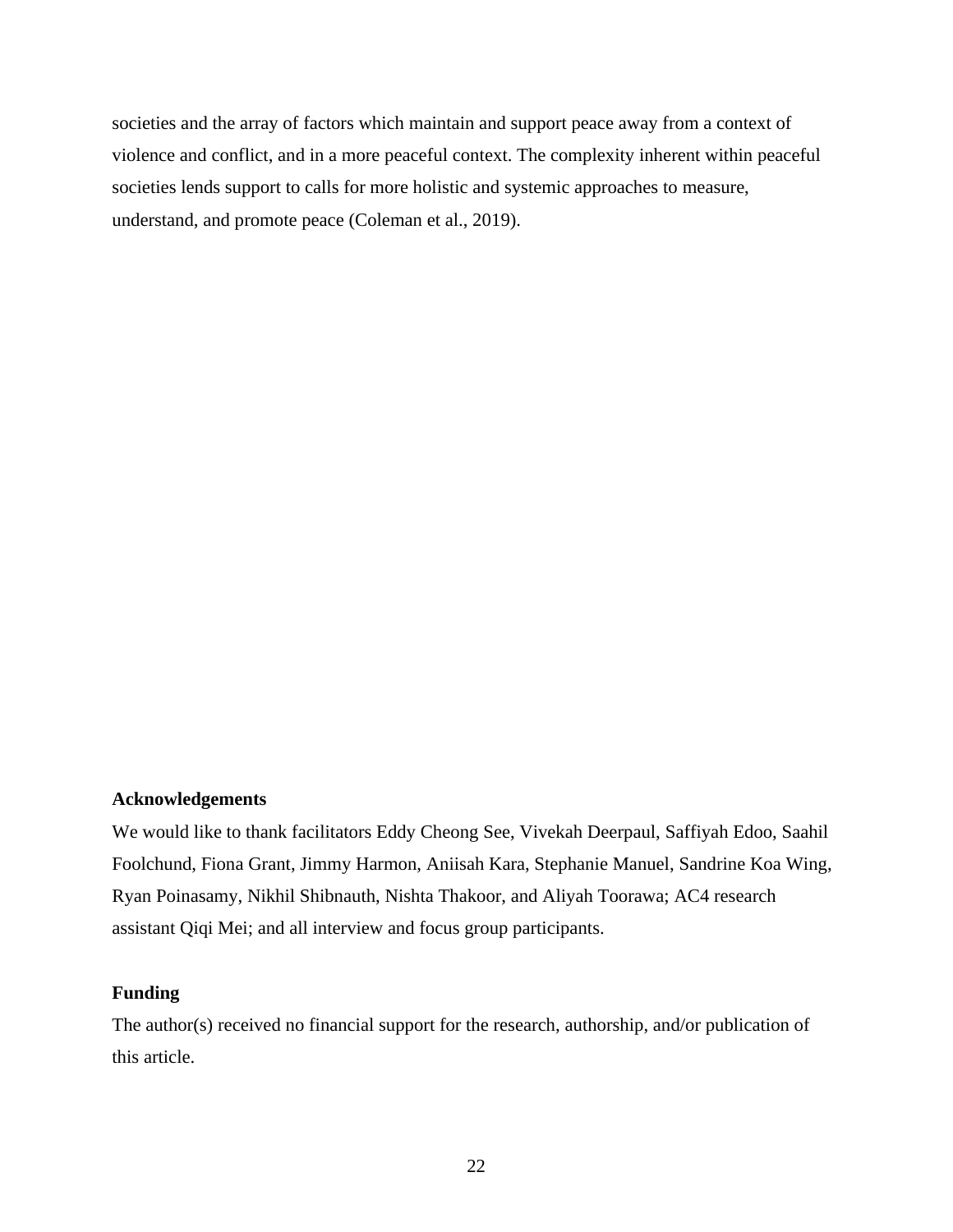societies and the array of factors which maintain and support peace away from a context of violence and conflict, and in a more peaceful context. The complexity inherent within peaceful societies lends support to calls for more holistic and systemic approaches to measure, understand, and promote peace (Coleman et al., 2019).

**Acknowledgements**

We would like to thank facilitators Eddy Cheong See, Vivekah Deerpaul, Saffiyah Edoo, Saahil Foolchund, Fiona Grant, Jimmy Harmon, Aniisah Kara, Stephanie Manuel, Sandrine Koa Wing, Ryan Poinasamy, Nikhil Shibnauth, Nishta Thakoor, and Aliyah Toorawa; AC4 research assistant Qiqi Mei; and all interview and focus group participants.

**Funding**

The author(s) received no financial support for the research, authorship, and/or publication of this article.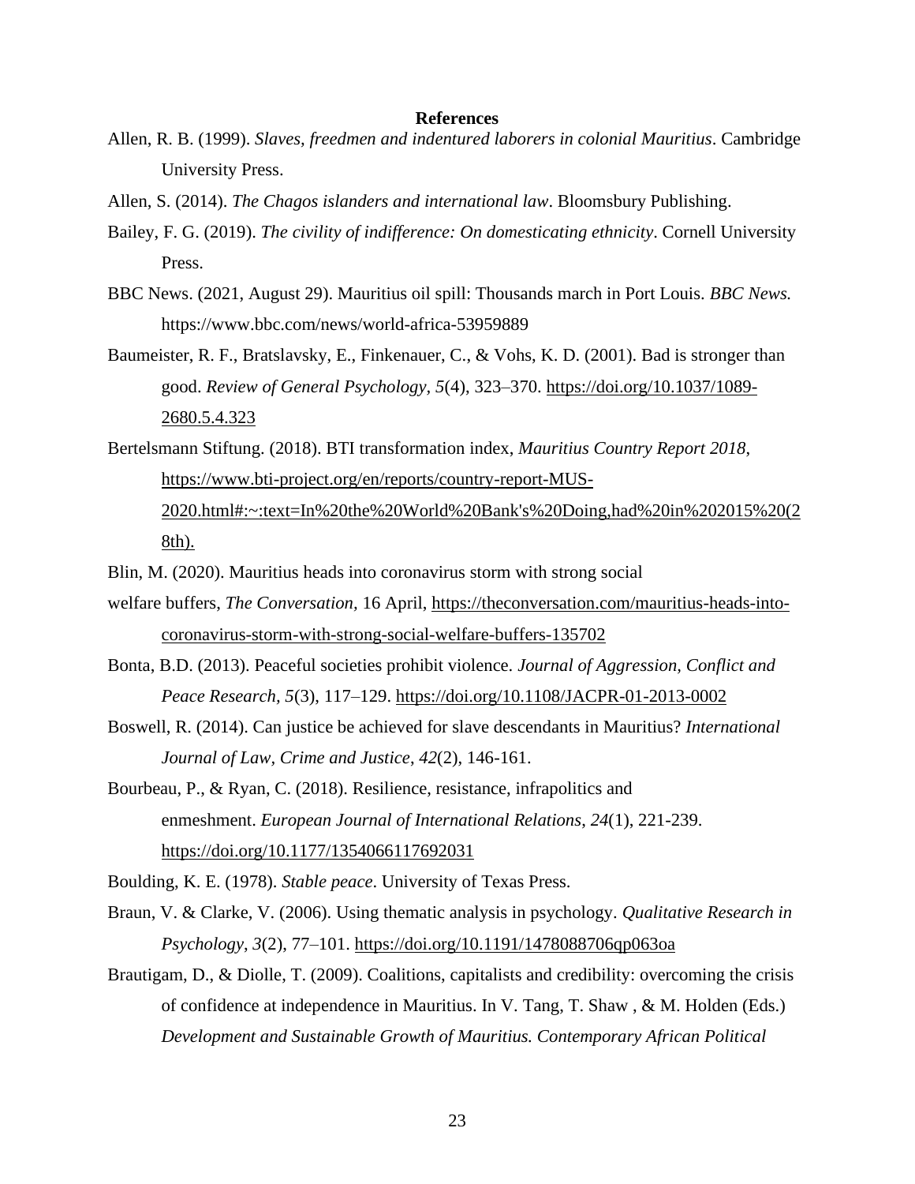**References**

Allen, R. B. (1999). *Slaves, freedmen and indentured laborers in colonial Mauritius*. Cambridge University Press.

Allen, S. (2014). *The Chagos islanders and international law*. Bloomsbury Publishing.

Bailey, F. G. (2019). *The civility of indifference: On domesticating ethnicity*. Cornell University Press.

BBC News. (2021, August 29). Mauritius oil spill: Thousands march in Port Louis. *BBC News.* https://www.bbc.com/news/world-africa-53959889

Baumeister, R. F., Bratslavsky, E., Finkenauer, C., & Vohs, K. D. (2001). Bad is stronger than good. *Review of General Psychology, 5*(4), 323–370. https://doi.org/10.1037/1089-2680.5.4.323

Bertelsmann Stiftung. (2018). BTI transformation index, *Mauritius Country Report 2018*, https://www.bti-project.org/en/reports/country-report-MUS-2020.html#:~:text=In%20the%20World%20Bank's%20Doing,had%20in%202015%20(28th).

Blin, M. (2020). Mauritius heads into coronavirus storm with strong social welfare buffers, *The Conversation,* 16 April, https://theconversation.com/mauritius-heads-into-coronavirus-storm-with-strong-social-welfare-buffers-135702

Bonta, B.D. (2013). Peaceful societies prohibit violence. *Journal of Aggression, Conflict and Peace Research, 5*(3), 117–129. https://doi.org/10.1108/JACPR-01-2013-0002

Boswell, R. (2014). Can justice be achieved for slave descendants in Mauritius? *International Journal of Law, Crime and Justice*, *42*(2), 146-161.

Bourbeau, P., & Ryan, C. (2018). Resilience, resistance, infrapolitics and enmeshment. *European Journal of International Relations*, *24*(1), 221-239. https://doi.org/10.1177/1354066117692031

Boulding, K. E. (1978). *Stable peace*. University of Texas Press.

Braun, V. & Clarke, V. (2006). Using thematic analysis in psychology. *Qualitative Research in Psychology*, *3*(2), 77–101. https://doi.org/10.1191/1478088706qp063oa

Brautigam, D., & Diolle, T. (2009). Coalitions, capitalists and credibility: overcoming the crisis of confidence at independence in Mauritius. In V. Tang, T. Shaw , & M. Holden (Eds.) *Development and Sustainable Growth of Mauritius. Contemporary African Political*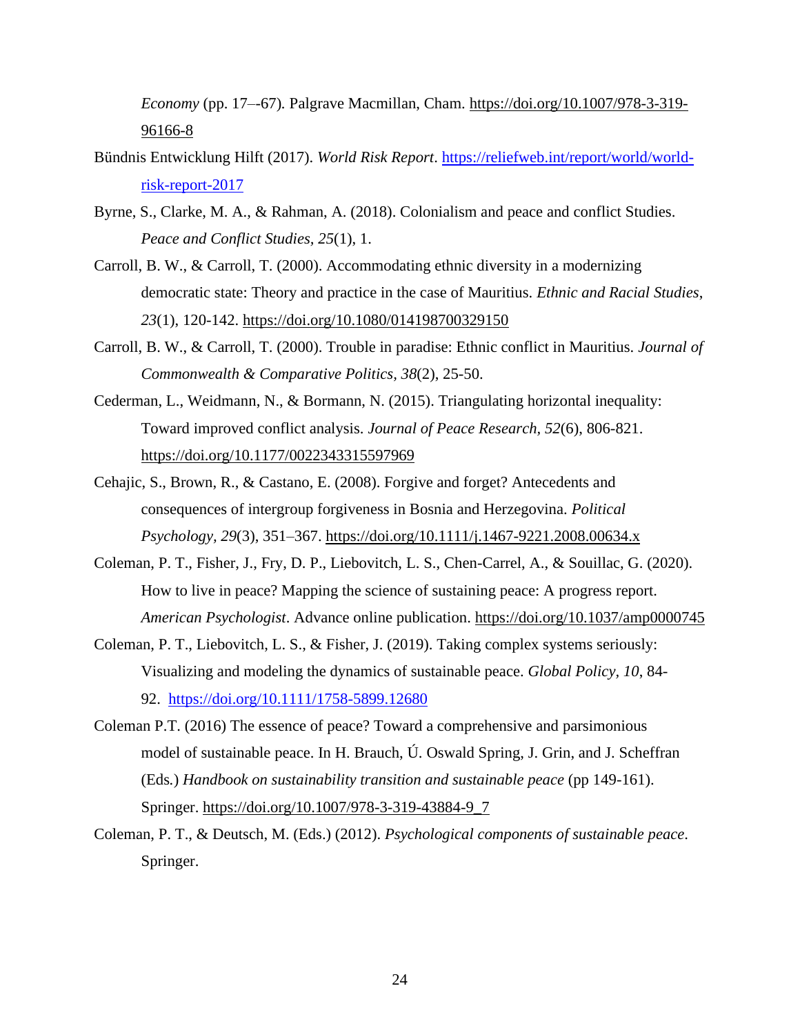*Economy* (pp. 17–-67). Palgrave Macmillan, Cham. https://doi.org/10.1007/978-3-319-96166-8

Bündnis Entwicklung Hilft (2017). *World Risk Report*. https://reliefweb.int/report/world/world-risk-report-2017

Byrne, S., Clarke, M. A., & Rahman, A. (2018). Colonialism and peace and conflict Studies. *Peace and Conflict Studies, 25*(1), 1.

Carroll, B. W., & Carroll, T. (2000). Accommodating ethnic diversity in a modernizing democratic state: Theory and practice in the case of Mauritius. *Ethnic and Racial Studies*, *23*(1), 120-142. https://doi.org/10.1080/014198700329150

Carroll, B. W., & Carroll, T. (2000). Trouble in paradise: Ethnic conflict in Mauritius. *Journal of Commonwealth & Comparative Politics, 38*(2), 25-50.

Cederman, L., Weidmann, N., & Bormann, N. (2015). Triangulating horizontal inequality: Toward improved conflict analysis. *Journal of Peace Research, 52*(6), 806-821. https://doi.org/10.1177/0022343315597969

Cehajic, S., Brown, R., & Castano, E. (2008). Forgive and forget? Antecedents and consequences of intergroup forgiveness in Bosnia and Herzegovina. *Political Psychology, 29*(3), 351–367. https://doi.org/10.1111/j.1467-9221.2008.00634.x

Coleman, P. T., Fisher, J., Fry, D. P., Liebovitch, L. S., Chen-Carrel, A., & Souillac, G. (2020). How to live in peace? Mapping the science of sustaining peace: A progress report. *American Psychologist*. Advance online publication. https://doi.org/10.1037/amp0000745

Coleman, P. T., Liebovitch, L. S., & Fisher, J. (2019). Taking complex systems seriously: Visualizing and modeling the dynamics of sustainable peace. *Global Policy, 10*, 84-92. https://doi.org/10.1111/1758-5899.12680

Coleman P.T. (2016) The essence of peace? Toward a comprehensive and parsimonious model of sustainable peace. In H. Brauch, Ú. Oswald Spring, J. Grin, and J. Scheffran (Eds.) *Handbook on sustainability transition and sustainable peace* (pp 149-161). Springer. https://doi.org/10.1007/978-3-319-43884-9_7

Coleman, P. T., & Deutsch, M. (Eds.) (2012). *Psychological components of sustainable peace*. Springer.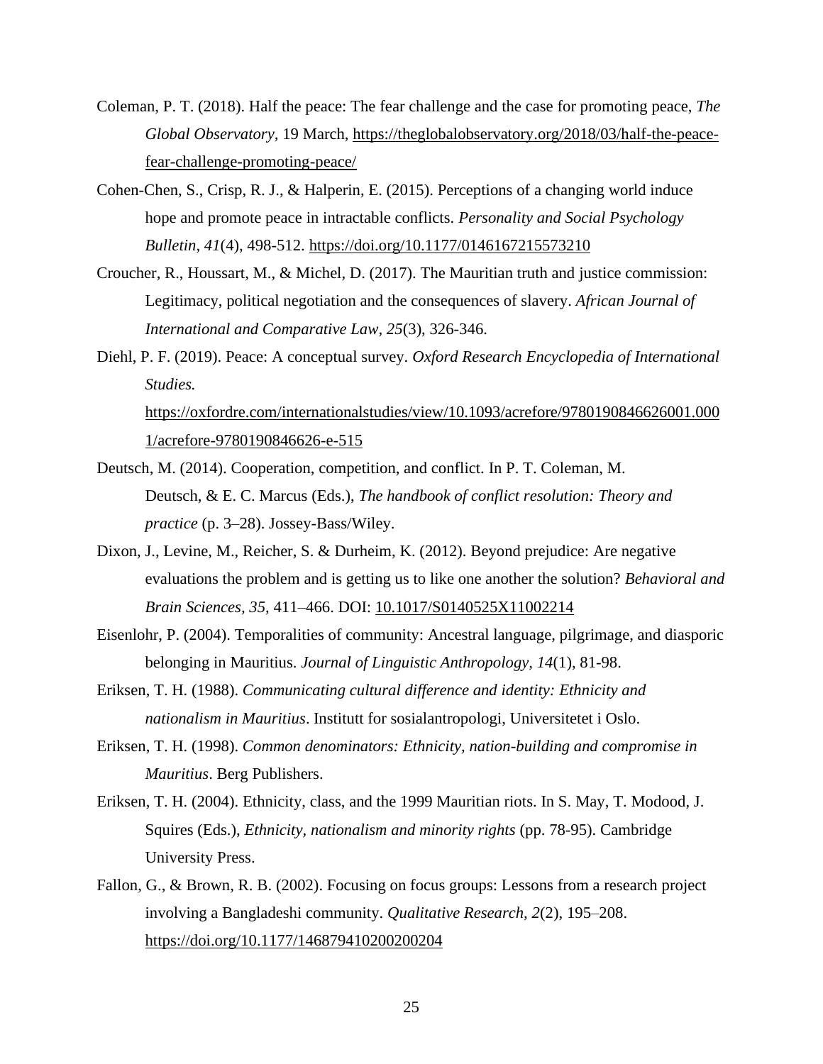Coleman, P. T. (2018). Half the peace: The fear challenge and the case for promoting peace, *The Global Observatory*, 19 March, https://theglobalobservatory.org/2018/03/half-the-peace-fear-challenge-promoting-peace/

Cohen-Chen, S., Crisp, R. J., & Halperin, E. (2015). Perceptions of a changing world induce hope and promote peace in intractable conflicts. *Personality and Social Psychology Bulletin*, *41*(4), 498-512. https://doi.org/10.1177/0146167215573210

Croucher, R., Houssart, M., & Michel, D. (2017). The Mauritian truth and justice commission: Legitimacy, political negotiation and the consequences of slavery. *African Journal of International and Comparative Law*, *25*(3), 326-346.

Diehl, P. F. (2019). Peace: A conceptual survey. *Oxford Research Encyclopedia of International Studies.* https://oxfordre.com/internationalstudies/view/10.1093/acrefore/9780190846626001.0001/acrefore-9780190846626-e-515

Deutsch, M. (2014). Cooperation, competition, and conflict. In P. T. Coleman, M. Deutsch, & E. C. Marcus (Eds.), *The handbook of conflict resolution: Theory and practice* (p. 3–28). Jossey-Bass/Wiley.

Dixon, J., Levine, M., Reicher, S. & Durheim, K. (2012). Beyond prejudice: Are negative evaluations the problem and is getting us to like one another the solution? *Behavioral and Brain Sciences*, *35*, 411–466. DOI: 10.1017/S0140525X11002214

Eisenlohr, P. (2004). Temporalities of community: Ancestral language, pilgrimage, and diasporic belonging in Mauritius. *Journal of Linguistic Anthropology*, *14*(1), 81-98.

Eriksen, T. H. (1988). *Communicating cultural difference and identity: Ethnicity and nationalism in Mauritius*. Institutt for sosialantropologi, Universitetet i Oslo.

Eriksen, T. H. (1998). *Common denominators: Ethnicity, nation-building and compromise in Mauritius*. Berg Publishers.

Eriksen, T. H. (2004). Ethnicity, class, and the 1999 Mauritian riots. In S. May, T. Modood, J. Squires (Eds.), *Ethnicity, nationalism and minority rights* (pp. 78-95). Cambridge University Press.

Fallon, G., & Brown, R. B. (2002). Focusing on focus groups: Lessons from a research project involving a Bangladeshi community. *Qualitative Research*, *2*(2), 195–208. https://doi.org/10.1177/146879410200200204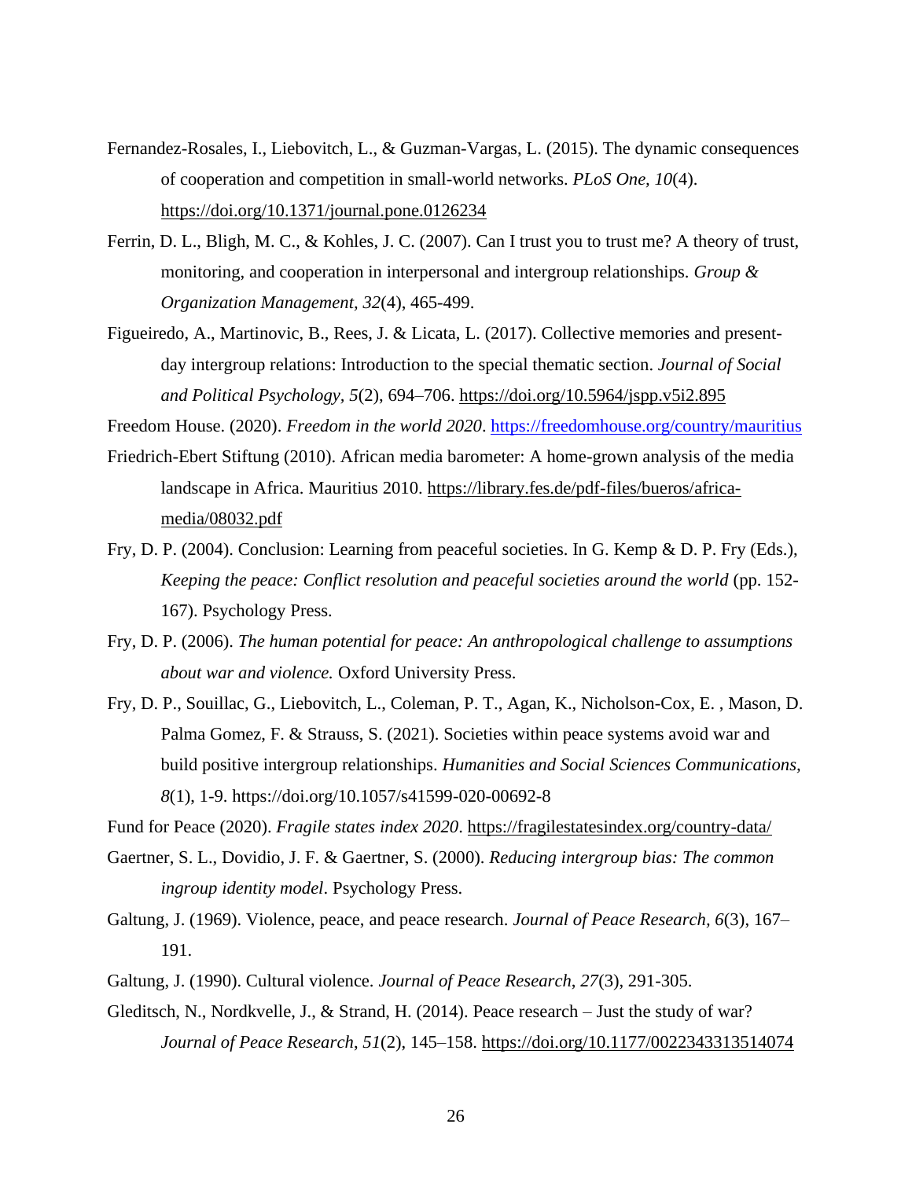Fernandez-Rosales, I., Liebovitch, L., & Guzman-Vargas, L. (2015). The dynamic consequences of cooperation and competition in small-world networks. *PLoS One, 10*(4). https://doi.org/10.1371/journal.pone.0126234

Ferrin, D. L., Bligh, M. C., & Kohles, J. C. (2007). Can I trust you to trust me? A theory of trust, monitoring, and cooperation in interpersonal and intergroup relationships. *Group & Organization Management, 32*(4), 465-499.

Figueiredo, A., Martinovic, B., Rees, J. & Licata, L. (2017). Collective memories and present-day intergroup relations: Introduction to the special thematic section. *Journal of Social and Political Psychology*, *5*(2), 694–706. https://doi.org/10.5964/jspp.v5i2.895

Freedom House. (2020). *Freedom in the world 2020*. https://freedomhouse.org/country/mauritius

Friedrich-Ebert Stiftung (2010). African media barometer: A home-grown analysis of the media landscape in Africa. Mauritius 2010. https://library.fes.de/pdf-files/bueros/africa-media/08032.pdf

Fry, D. P. (2004). Conclusion: Learning from peaceful societies. In G. Kemp & D. P. Fry (Eds.), *Keeping the peace: Conflict resolution and peaceful societies around the world* (pp. 152-167). Psychology Press.

Fry, D. P. (2006). *The human potential for peace: An anthropological challenge to assumptions about war and violence.* Oxford University Press.

Fry, D. P., Souillac, G., Liebovitch, L., Coleman, P. T., Agan, K., Nicholson-Cox, E. , Mason, D. Palma Gomez, F. & Strauss, S. (2021). Societies within peace systems avoid war and build positive intergroup relationships. *Humanities and Social Sciences Communications, 8*(1), 1-9. https://doi.org/10.1057/s41599-020-00692-8

Fund for Peace (2020). *Fragile states index 2020*. https://fragilestatesindex.org/country-data/

Gaertner, S. L., Dovidio, J. F. & Gaertner, S. (2000). *Reducing intergroup bias: The common ingroup identity model*. Psychology Press.

Galtung, J. (1969). Violence, peace, and peace research. *Journal of Peace Research, 6*(3), 167–191.

Galtung, J. (1990). Cultural violence. *Journal of Peace Research*, *27*(3), 291-305.

Gleditsch, N., Nordkvelle, J., & Strand, H. (2014). Peace research – Just the study of war? *Journal of Peace Research*, *51*(2), 145–158. https://doi.org/10.1177/0022343313514074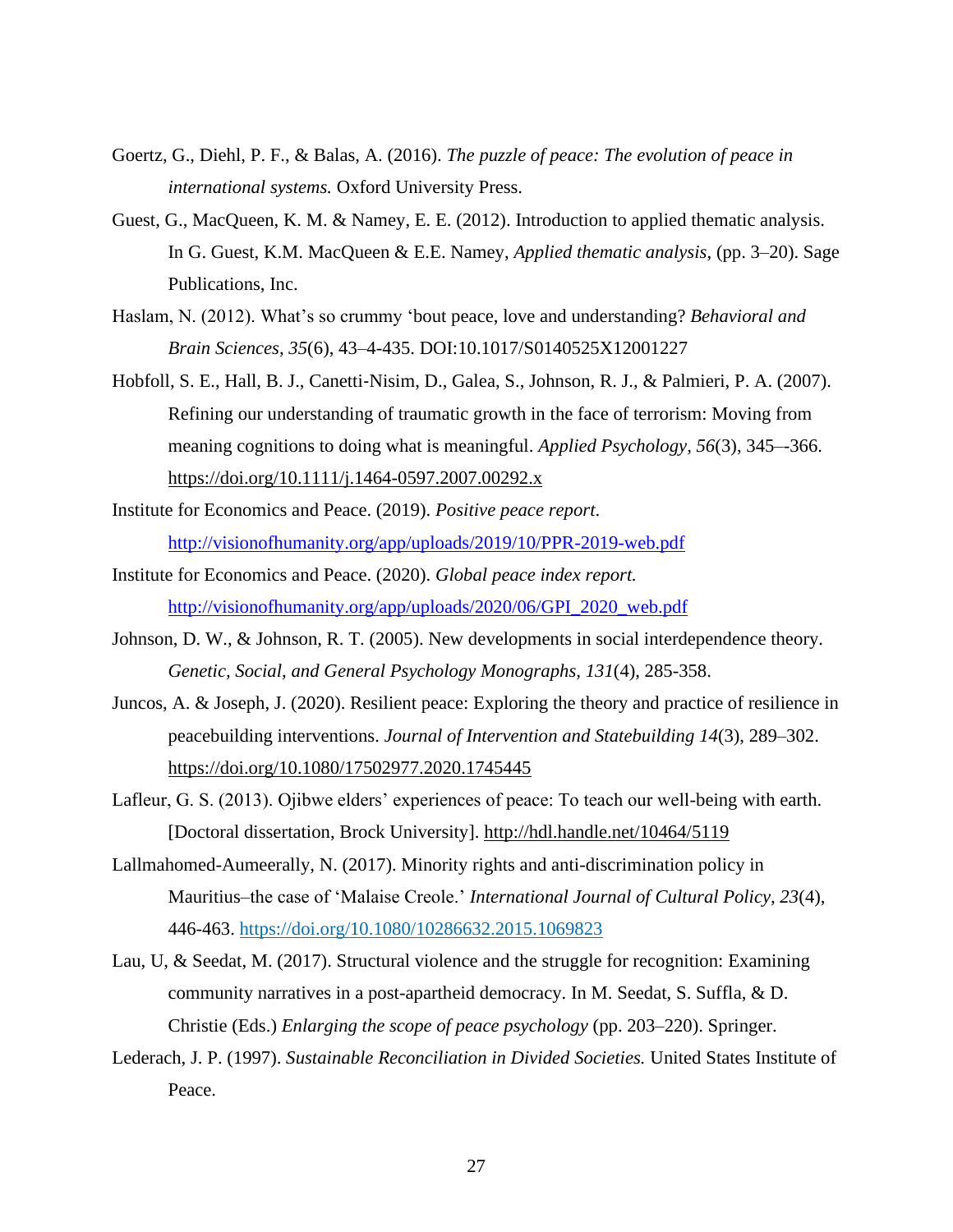Goertz, G., Diehl, P. F., & Balas, A. (2016). *The puzzle of peace: The evolution of peace in international systems.* Oxford University Press.

Guest, G., MacQueen, K. M. & Namey, E. E. (2012). Introduction to applied thematic analysis. In G. Guest, K.M. MacQueen & E.E. Namey, *Applied thematic analysis*, (pp. 3–20). Sage Publications, Inc.

Haslam, N. (2012). What's so crummy 'bout peace, love and understanding? *Behavioral and Brain Sciences, 35*(6), 43–4-435. DOI:10.1017/S0140525X12001227

Hobfoll, S. E., Hall, B. J., Canetti-Nisim, D., Galea, S., Johnson, R. J., & Palmieri, P. A. (2007). Refining our understanding of traumatic growth in the face of terrorism: Moving from meaning cognitions to doing what is meaningful. *Applied Psychology, 56*(3), 345–-366. https://doi.org/10.1111/j.1464-0597.2007.00292.x

Institute for Economics and Peace. (2019). *Positive peace report*. http://visionofhumanity.org/app/uploads/2019/10/PPR-2019-web.pdf

Institute for Economics and Peace. (2020). *Global peace index report.* http://visionofhumanity.org/app/uploads/2020/06/GPI_2020_web.pdf

Johnson, D. W., & Johnson, R. T. (2005). New developments in social interdependence theory. *Genetic, Social, and General Psychology Monographs, 131*(4), 285-358.

Juncos, A. & Joseph, J. (2020). Resilient peace: Exploring the theory and practice of resilience in peacebuilding interventions. *Journal of Intervention and Statebuilding 14*(3), 289–302. https://doi.org/10.1080/17502977.2020.1745445

Lafleur, G. S. (2013). Ojibwe elders' experiences of peace: To teach our well-being with earth. [Doctoral dissertation, Brock University]. http://hdl.handle.net/10464/5119

Lallmahomed-Aumeerally, N. (2017). Minority rights and anti-discrimination policy in Mauritius–the case of 'Malaise Creole.' *International Journal of Cultural Policy, 23*(4), 446-463. https://doi.org/10.1080/10286632.2015.1069823

Lau, U, & Seedat, M. (2017). Structural violence and the struggle for recognition: Examining community narratives in a post-apartheid democracy. In M. Seedat, S. Suffla, & D. Christie (Eds.) *Enlarging the scope of peace psychology* (pp. 203–220). Springer.

Lederach, J. P. (1997). *Sustainable Reconciliation in Divided Societies.* United States Institute of Peace.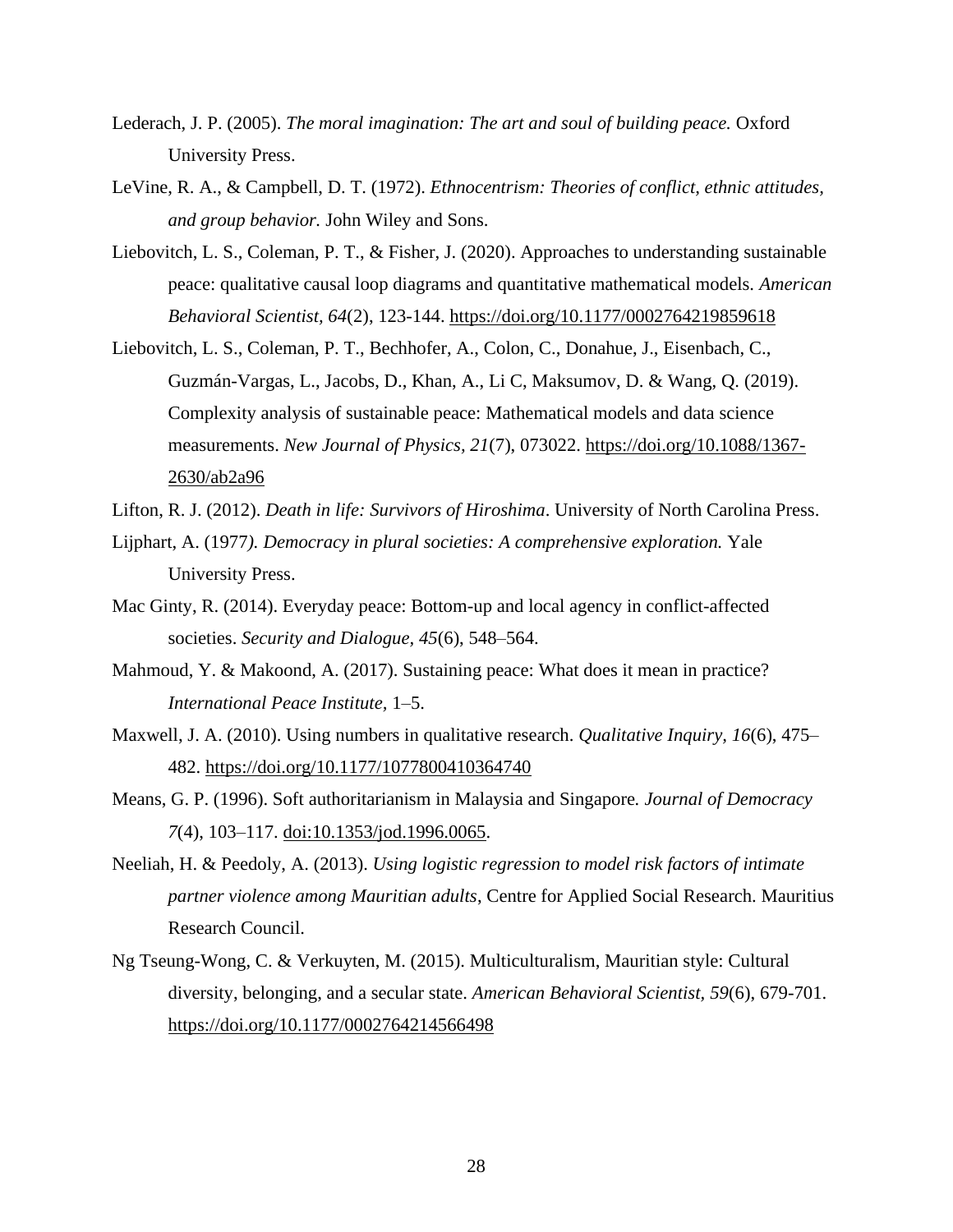Lederach, J. P. (2005). *The moral imagination: The art and soul of building peace.* Oxford University Press.

LeVine, R. A., & Campbell, D. T. (1972). *Ethnocentrism: Theories of conflict, ethnic attitudes, and group behavior.* John Wiley and Sons.

Liebovitch, L. S., Coleman, P. T., & Fisher, J. (2020). Approaches to understanding sustainable peace: qualitative causal loop diagrams and quantitative mathematical models. *American Behavioral Scientist, 64*(2), 123-144. https://doi.org/10.1177/0002764219859618

Liebovitch, L. S., Coleman, P. T., Bechhofer, A., Colon, C., Donahue, J., Eisenbach, C., Guzmán-Vargas, L., Jacobs, D., Khan, A., Li C, Maksumov, D. & Wang, Q. (2019). Complexity analysis of sustainable peace: Mathematical models and data science measurements. *New Journal of Physics, 21*(7), 073022. https://doi.org/10.1088/1367-2630/ab2a96

Lifton, R. J. (2012). *Death in life: Survivors of Hiroshima*. University of North Carolina Press.

Lijphart, A. (1977*). Democracy in plural societies: A comprehensive exploration.* Yale University Press.

Mac Ginty, R. (2014). Everyday peace: Bottom-up and local agency in conflict-affected societies. *Security and Dialogue, 45*(6), 548–564.

Mahmoud, Y. & Makoond, A. (2017). Sustaining peace: What does it mean in practice? *International Peace Institute,* 1–5.

Maxwell, J. A. (2010). Using numbers in qualitative research. *Qualitative Inquiry, 16*(6), 475–482. https://doi.org/10.1177/1077800410364740

Means, G. P. (1996). Soft authoritarianism in Malaysia and Singapore*. Journal of Democracy 7*(4), 103–117. doi:10.1353/jod.1996.0065.

Neeliah, H. & Peedoly, A. (2013). *Using logistic regression to model risk factors of intimate partner violence among Mauritian adults*, Centre for Applied Social Research. Mauritius Research Council.

Ng Tseung-Wong, C. & Verkuyten, M. (2015). Multiculturalism, Mauritian style: Cultural diversity, belonging, and a secular state. *American Behavioral Scientist, 59*(6), 679-701. https://doi.org/10.1177/0002764214566498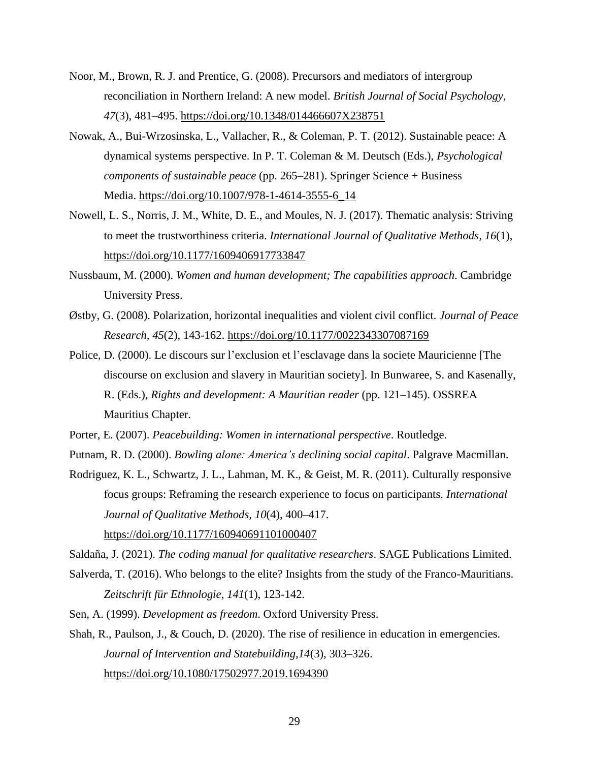Noor, M., Brown, R. J. and Prentice, G. (2008). Precursors and mediators of intergroup reconciliation in Northern Ireland: A new model. *British Journal of Social Psychology, 47*(3), 481–495. https://doi.org/10.1348/014466607X238751

Nowak, A., Bui-Wrzosinska, L., Vallacher, R., & Coleman, P. T. (2012). Sustainable peace: A dynamical systems perspective. In P. T. Coleman & M. Deutsch (Eds.), *Psychological components of sustainable peace* (pp. 265–281). Springer Science + Business Media. https://doi.org/10.1007/978-1-4614-3555-6_14

Nowell, L. S., Norris, J. M., White, D. E., and Moules, N. J. (2017). Thematic analysis: Striving to meet the trustworthiness criteria. *International Journal of Qualitative Methods*, *16*(1), https://doi.org/10.1177/1609406917733847

Nussbaum, M. (2000). *Women and human development; The capabilities approach*. Cambridge University Press.

Østby, G. (2008). Polarization, horizontal inequalities and violent civil conflict. *Journal of Peace Research, 45*(2), 143-162. https://doi.org/10.1177/0022343307087169

Police, D. (2000). Le discours sur l'exclusion et l'esclavage dans la societe Mauricienne [The discourse on exclusion and slavery in Mauritian society]. In Bunwaree, S. and Kasenally, R. (Eds.), *Rights and development: A Mauritian reader* (pp. 121–145). OSSREA Mauritius Chapter.

Porter, E. (2007). *Peacebuilding: Women in international perspective*. Routledge.

Putnam, R. D. (2000). *Bowling alone: America's declining social capital*. Palgrave Macmillan.

Rodriguez, K. L., Schwartz, J. L., Lahman, M. K., & Geist, M. R. (2011). Culturally responsive focus groups: Reframing the research experience to focus on participants. *International Journal of Qualitative Methods*, *10*(4), 400–417. https://doi.org/10.1177/160940691101000407

Saldaña, J. (2021). *The coding manual for qualitative researchers*. SAGE Publications Limited.

Salverda, T. (2016). Who belongs to the elite? Insights from the study of the Franco-Mauritians. *Zeitschrift für Ethnologie*, *141*(1), 123-142.

Sen, A. (1999). *Development as freedom*. Oxford University Press.

Shah, R., Paulson, J., & Couch, D. (2020). The rise of resilience in education in emergencies. *Journal of Intervention and Statebuilding,14*(3), 303–326. https://doi.org/10.1080/17502977.2019.1694390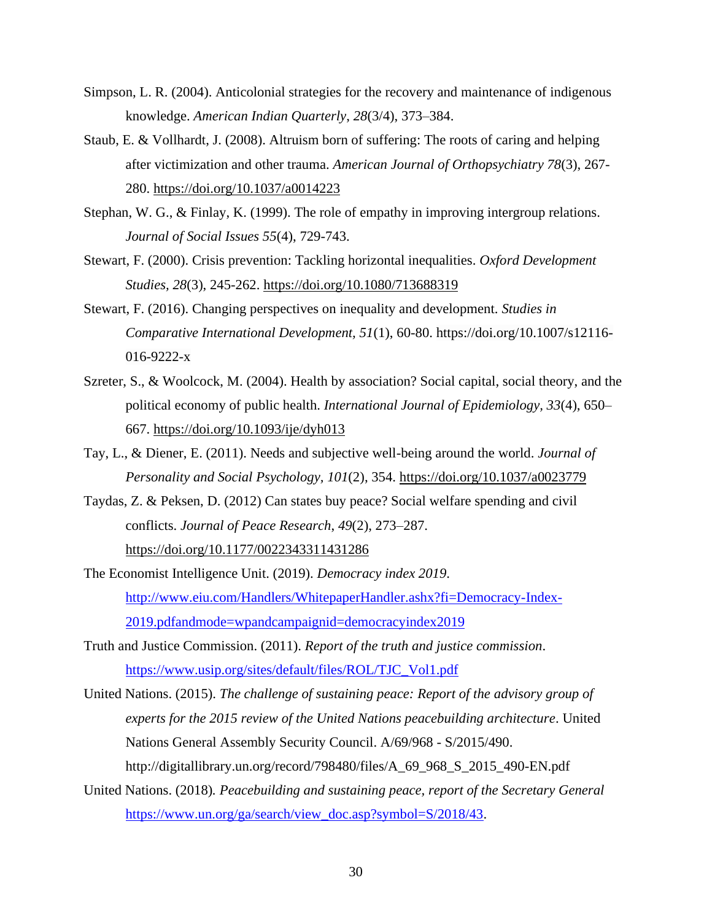Simpson, L. R. (2004). Anticolonial strategies for the recovery and maintenance of indigenous knowledge. *American Indian Quarterly*, *28*(3/4), 373–384.

Staub, E. & Vollhardt, J. (2008). Altruism born of suffering: The roots of caring and helping after victimization and other trauma. *American Journal of Orthopsychiatry 78*(3), 267-280. https://doi.org/10.1037/a0014223

Stephan, W. G., & Finlay, K. (1999). The role of empathy in improving intergroup relations. *Journal of Social Issues 55*(4), 729-743.

Stewart, F. (2000). Crisis prevention: Tackling horizontal inequalities. *Oxford Development Studies*, *28*(3), 245-262. https://doi.org/10.1080/713688319

Stewart, F. (2016). Changing perspectives on inequality and development. *Studies in Comparative International Development*, *51*(1), 60-80. https://doi.org/10.1007/s12116-016-9222-x

Szreter, S., & Woolcock, M. (2004). Health by association? Social capital, social theory, and the political economy of public health. *International Journal of Epidemiology*, *33*(4), 650–667. https://doi.org/10.1093/ije/dyh013

Tay, L., & Diener, E. (2011). Needs and subjective well-being around the world. *Journal of Personality and Social Psychology*, *101*(2), 354. https://doi.org/10.1037/a0023779

Taydas, Z. & Peksen, D. (2012) Can states buy peace? Social welfare spending and civil conflicts. *Journal of Peace Research*, *49*(2), 273–287. https://doi.org/10.1177/0022343311431286

The Economist Intelligence Unit. (2019). *Democracy index 2019*. http://www.eiu.com/Handlers/WhitepaperHandler.ashx?fi=Democracy-Index-2019.pdfandmode=wpandcampaignid=democracyindex2019

Truth and Justice Commission. (2011). *Report of the truth and justice commission*. https://www.usip.org/sites/default/files/ROL/TJC_Vol1.pdf

United Nations. (2015). *The challenge of sustaining peace: Report of the advisory group of experts for the 2015 review of the United Nations peacebuilding architecture*. United Nations General Assembly Security Council. A/69/968 - S/2015/490. http://digitallibrary.un.org/record/798480/files/A_69_968_S_2015_490-EN.pdf

United Nations. (2018). *Peacebuilding and sustaining peace, report of the Secretary General* https://www.un.org/ga/search/view_doc.asp?symbol=S/2018/43.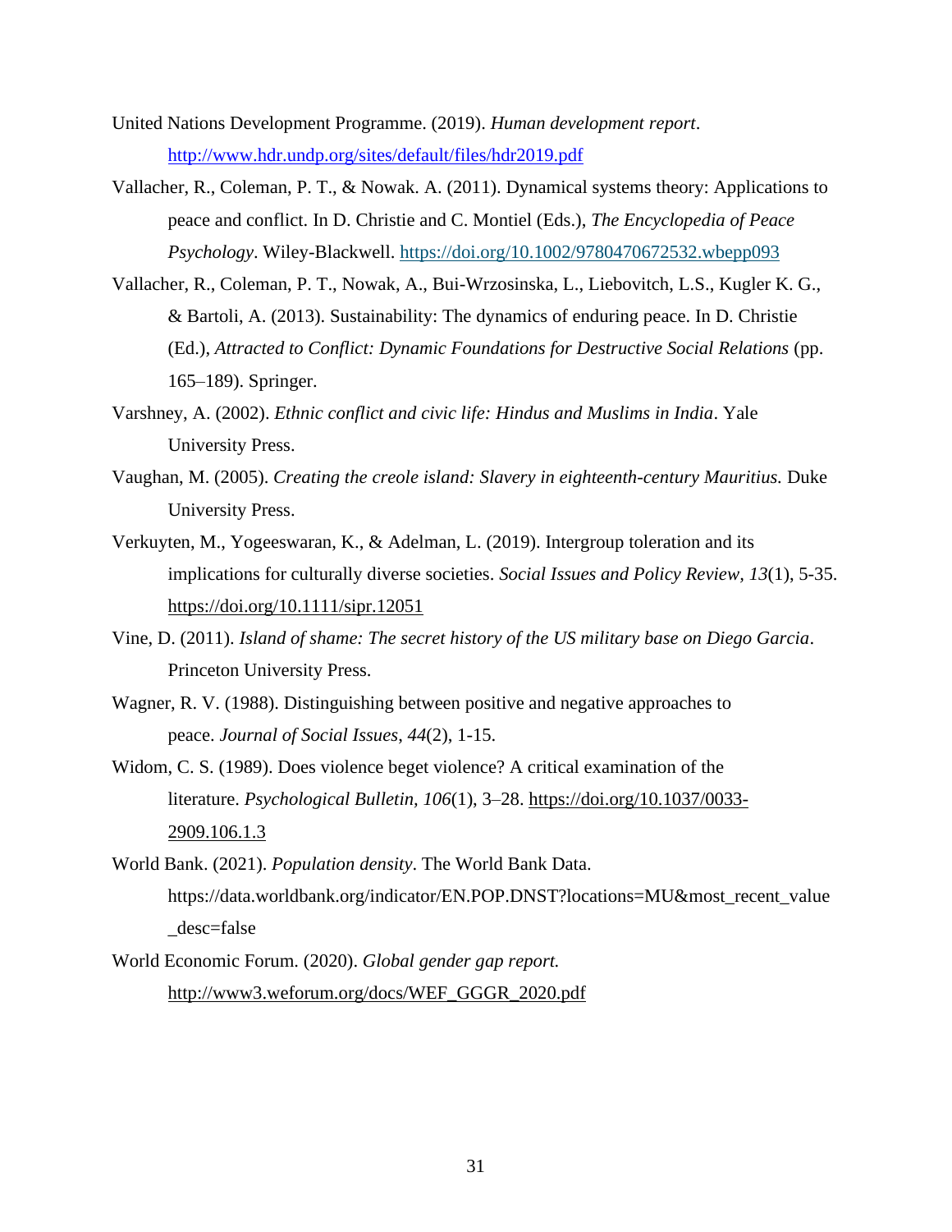United Nations Development Programme. (2019). *Human development report*. http://www.hdr.undp.org/sites/default/files/hdr2019.pdf

Vallacher, R., Coleman, P. T., & Nowak. A. (2011). Dynamical systems theory: Applications to peace and conflict. In D. Christie and C. Montiel (Eds.), *The Encyclopedia of Peace Psychology*. Wiley-Blackwell. https://doi.org/10.1002/9780470672532.wbepp093

Vallacher, R., Coleman, P. T., Nowak, A., Bui-Wrzosinska, L., Liebovitch, L.S., Kugler K. G., & Bartoli, A. (2013). Sustainability: The dynamics of enduring peace. In D. Christie (Ed.), *Attracted to Conflict: Dynamic Foundations for Destructive Social Relations* (pp. 165–189). Springer.

Varshney, A. (2002). *Ethnic conflict and civic life: Hindus and Muslims in India*. Yale University Press.

Vaughan, M. (2005). *Creating the creole island: Slavery in eighteenth-century Mauritius.* Duke University Press.

Verkuyten, M., Yogeeswaran, K., & Adelman, L. (2019). Intergroup toleration and its implications for culturally diverse societies. *Social Issues and Policy Review, 13*(1), 5-35. https://doi.org/10.1111/sipr.12051

Vine, D. (2011). *Island of shame: The secret history of the US military base on Diego Garcia*. Princeton University Press.

Wagner, R. V. (1988). Distinguishing between positive and negative approaches to peace. *Journal of Social Issues*, *44*(2), 1-15.

Widom, C. S. (1989). Does violence beget violence? A critical examination of the literature. *Psychological Bulletin, 106*(1), 3–28. https://doi.org/10.1037/0033-2909.106.1.3

World Bank. (2021). *Population density*. The World Bank Data. https://data.worldbank.org/indicator/EN.POP.DNST?locations=MU&most_recent_value_desc=false

World Economic Forum. (2020). *Global gender gap report.* http://www3.weforum.org/docs/WEF_GGGR_2020.pdf